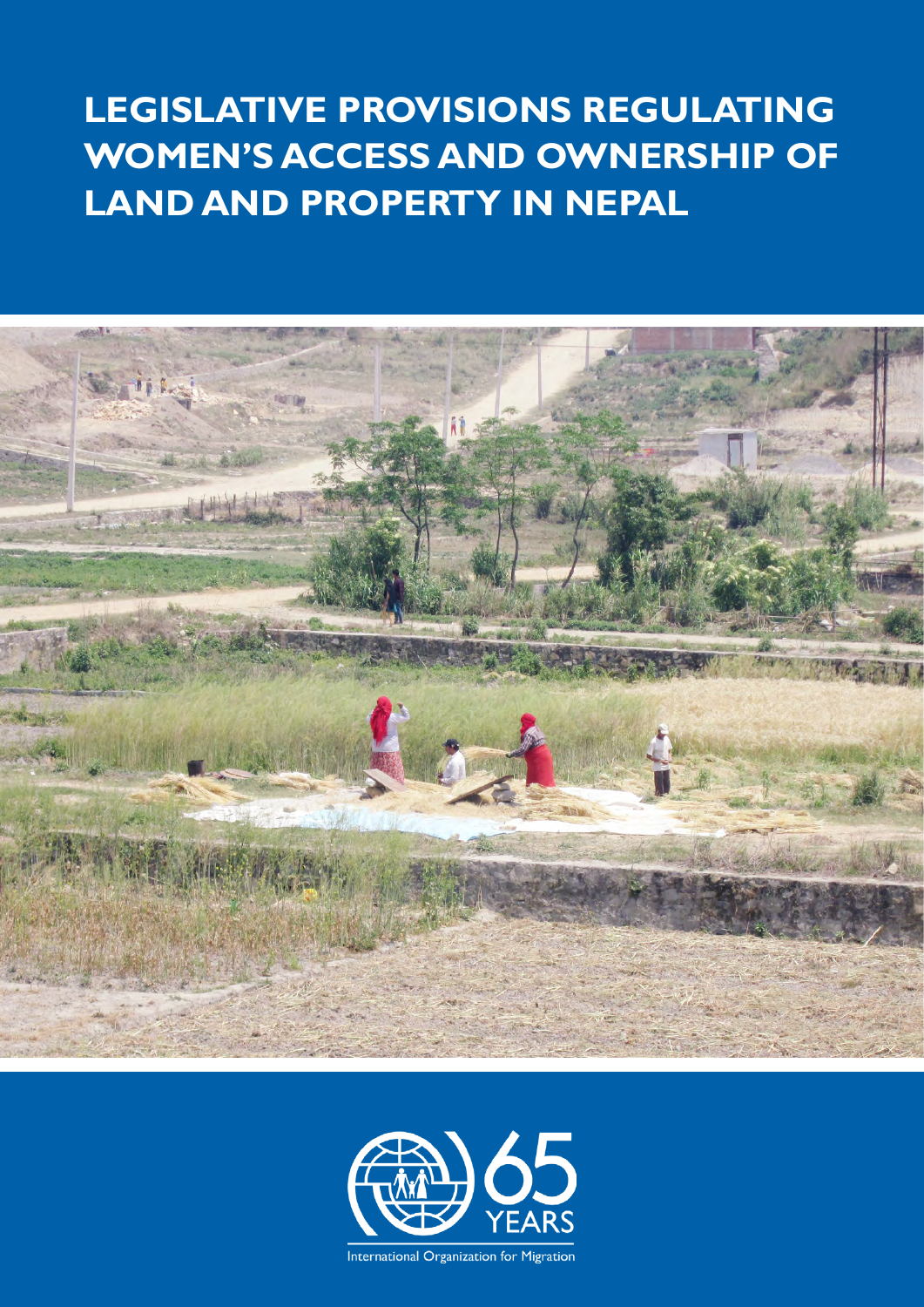# LEGISLATIVE PROVISIONS REGULATING WOMEN'S ACCESS AND OWNERSHIP OF LAND AND PROPERTY IN NEPAL

65 YEARS

International Organization for Migration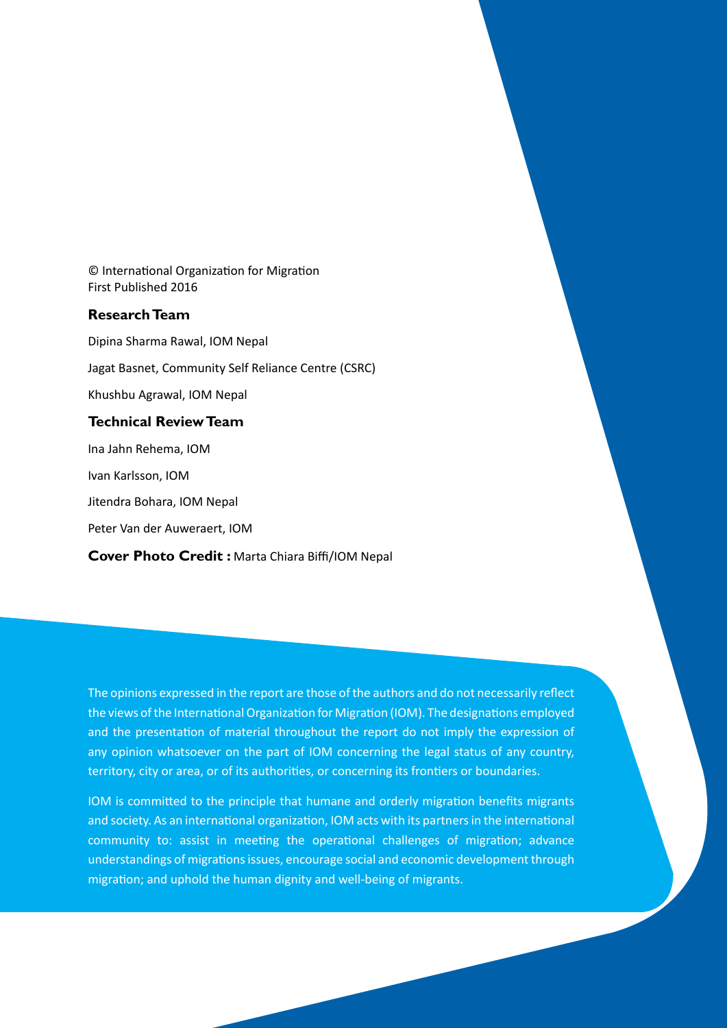© International Organization for Migration
First Published 2016

**Research Team**

Dipina Sharma Rawal, IOM Nepal

Jagat Basnet, Community Self Reliance Centre (CSRC)

Khushbu Agrawal, IOM Nepal

**Technical Review Team**

Ina Jahn Rehema, IOM

Ivan Karlsson, IOM

Jitendra Bohara, IOM Nepal

Peter Van der Auweraert, IOM

**Cover Photo Credit :** Marta Chiara Biffi/IOM Nepal

The opinions expressed in the report are those of the authors and do not necessarily reflect the views of the International Organization for Migration (IOM). The designations employed and the presentation of material throughout the report do not imply the expression of any opinion whatsoever on the part of IOM concerning the legal status of any country, territory, city or area, or of its authorities, or concerning its frontiers or boundaries.

IOM is committed to the principle that humane and orderly migration benefits migrants and society. As an international organization, IOM acts with its partners in the international community to: assist in meeting the operational challenges of migration; advance understandings of migrations issues, encourage social and economic development through migration; and uphold the human dignity and well-being of migrants.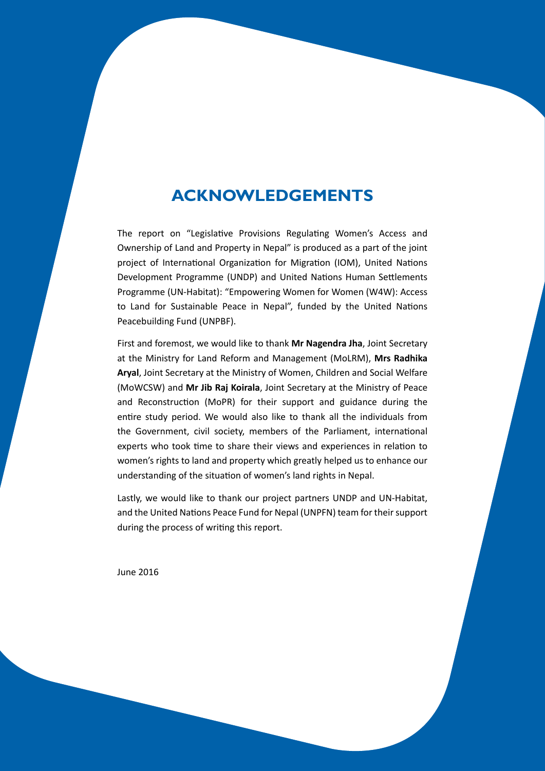# ACKNOWLEDGEMENTS

The report on "Legislative Provisions Regulating Women's Access and Ownership of Land and Property in Nepal" is produced as a part of the joint project of International Organization for Migration (IOM), United Nations Development Programme (UNDP) and United Nations Human Settlements Programme (UN-Habitat): "Empowering Women for Women (W4W): Access to Land for Sustainable Peace in Nepal", funded by the United Nations Peacebuilding Fund (UNPBF).

First and foremost, we would like to thank **Mr Nagendra Jha**, Joint Secretary at the Ministry for Land Reform and Management (MoLRM), **Mrs Radhika Aryal**, Joint Secretary at the Ministry of Women, Children and Social Welfare (MoWCSW) and **Mr Jib Raj Koirala**, Joint Secretary at the Ministry of Peace and Reconstruction (MoPR) for their support and guidance during the entire study period. We would also like to thank all the individuals from the Government, civil society, members of the Parliament, international experts who took time to share their views and experiences in relation to women's rights to land and property which greatly helped us to enhance our understanding of the situation of women's land rights in Nepal.

Lastly, we would like to thank our project partners UNDP and UN-Habitat, and the United Nations Peace Fund for Nepal (UNPFN) team for their support during the process of writing this report.

June 2016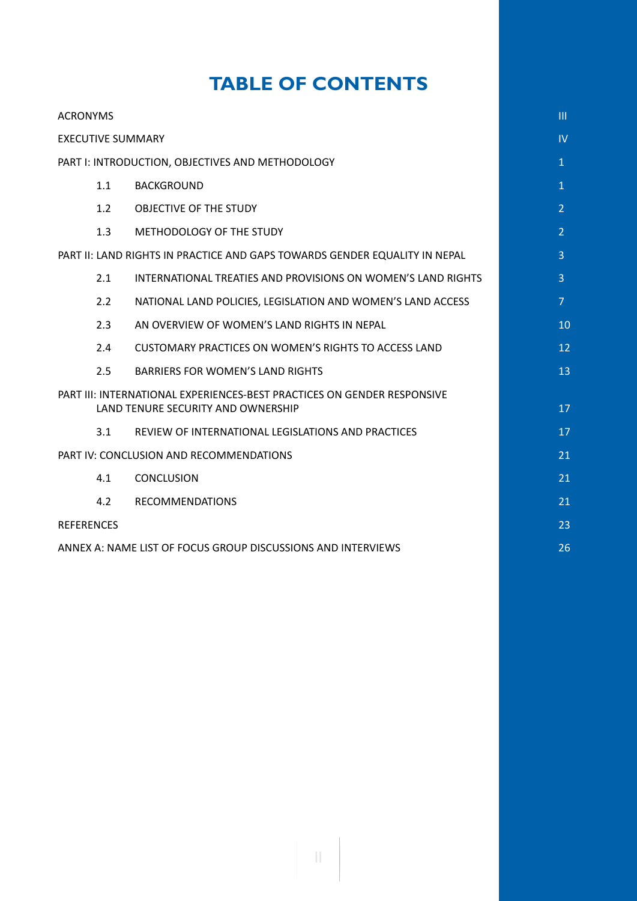# TABLE OF CONTENTS

| | | |
|---|---|---|
| ACRONYMS | | III |
| EXECUTIVE SUMMARY | | IV |
| PART I: INTRODUCTION, OBJECTIVES AND METHODOLOGY | | 1 |
| 1.1 | BACKGROUND | 1 |
| 1.2 | OBJECTIVE OF THE STUDY | 2 |
| 1.3 | METHODOLOGY OF THE STUDY | 2 |
| PART II: LAND RIGHTS IN PRACTICE AND GAPS TOWARDS GENDER EQUALITY IN NEPAL | | 3 |
| 2.1 | INTERNATIONAL TREATIES AND PROVISIONS ON WOMEN'S LAND RIGHTS | 3 |
| 2.2 | NATIONAL LAND POLICIES, LEGISLATION AND WOMEN'S LAND ACCESS | 7 |
| 2.3 | AN OVERVIEW OF WOMEN'S LAND RIGHTS IN NEPAL | 10 |
| 2.4 | CUSTOMARY PRACTICES ON WOMEN'S RIGHTS TO ACCESS LAND | 12 |
| 2.5 | BARRIERS FOR WOMEN'S LAND RIGHTS | 13 |
| PART III: INTERNATIONAL EXPERIENCES-BEST PRACTICES ON GENDER RESPONSIVE LAND TENURE SECURITY AND OWNERSHIP | | 17 |
| 3.1 | REVIEW OF INTERNATIONAL LEGISLATIONS AND PRACTICES | 17 |
| PART IV: CONCLUSION AND RECOMMENDATIONS | | 21 |
| 4.1 | CONCLUSION | 21 |
| 4.2 | RECOMMENDATIONS | 21 |
| REFERENCES | | 23 |
| ANNEX A: NAME LIST OF FOCUS GROUP DISCUSSIONS AND INTERVIEWS | | 26 |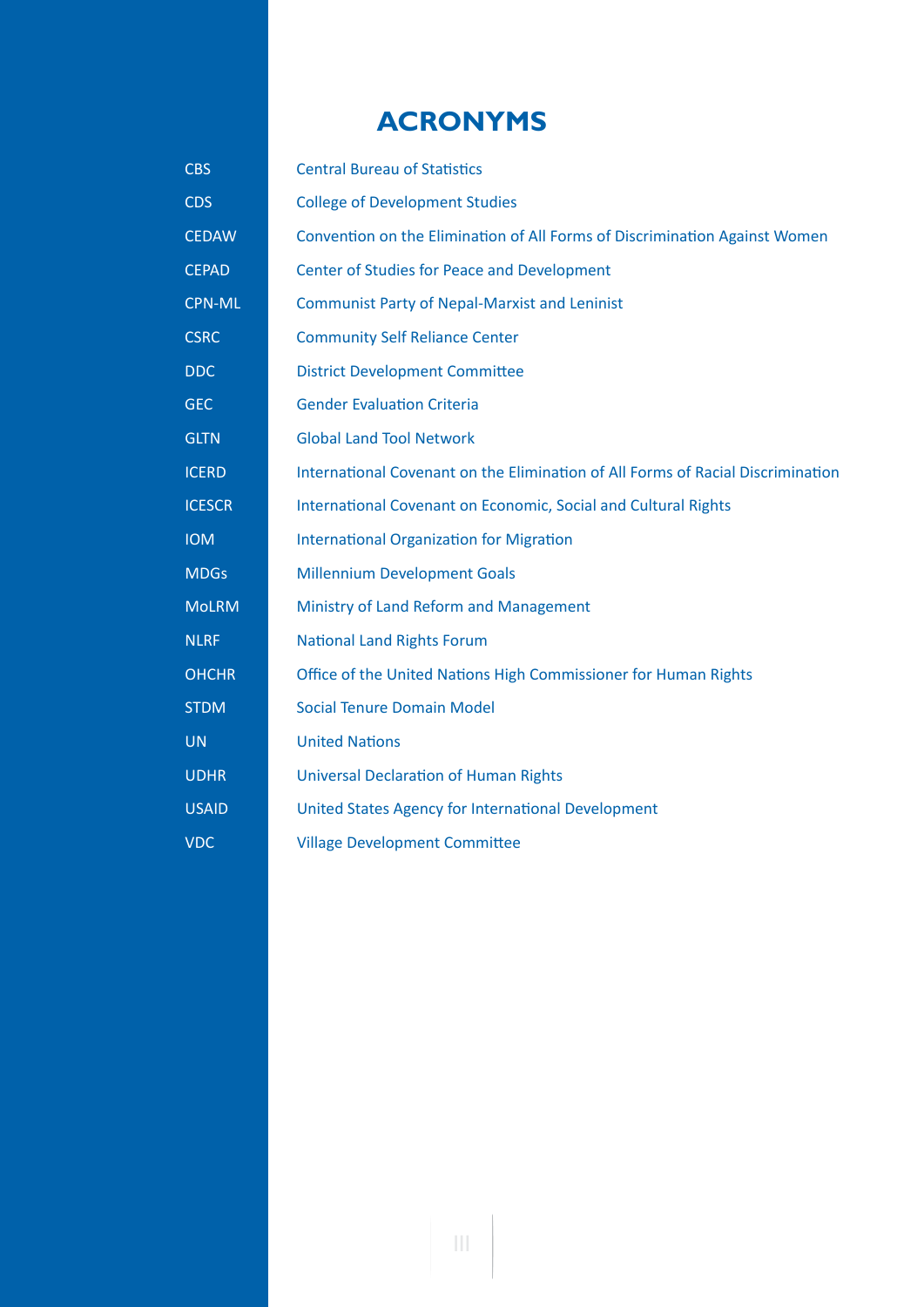# ACRONYMS

| | |
|---|---|
| CBS | Central Bureau of Statistics |
| CDS | College of Development Studies |
| CEDAW | Convention on the Elimination of All Forms of Discrimination Against Women |
| CEPAD | Center of Studies for Peace and Development |
| CPN-ML | Communist Party of Nepal-Marxist and Leninist |
| CSRC | Community Self Reliance Center |
| DDC | District Development Committee |
| GEC | Gender Evaluation Criteria |
| GLTN | Global Land Tool Network |
| ICERD | International Covenant on the Elimination of All Forms of Racial Discrimination |
| ICESCR | International Covenant on Economic, Social and Cultural Rights |
| IOM | International Organization for Migration |
| MDGs | Millennium Development Goals |
| MoLRM | Ministry of Land Reform and Management |
| NLRF | National Land Rights Forum |
| OHCHR | Office of the United Nations High Commissioner for Human Rights |
| STDM | Social Tenure Domain Model |
| UN | United Nations |
| UDHR | Universal Declaration of Human Rights |
| USAID | United States Agency for International Development |
| VDC | Village Development Committee |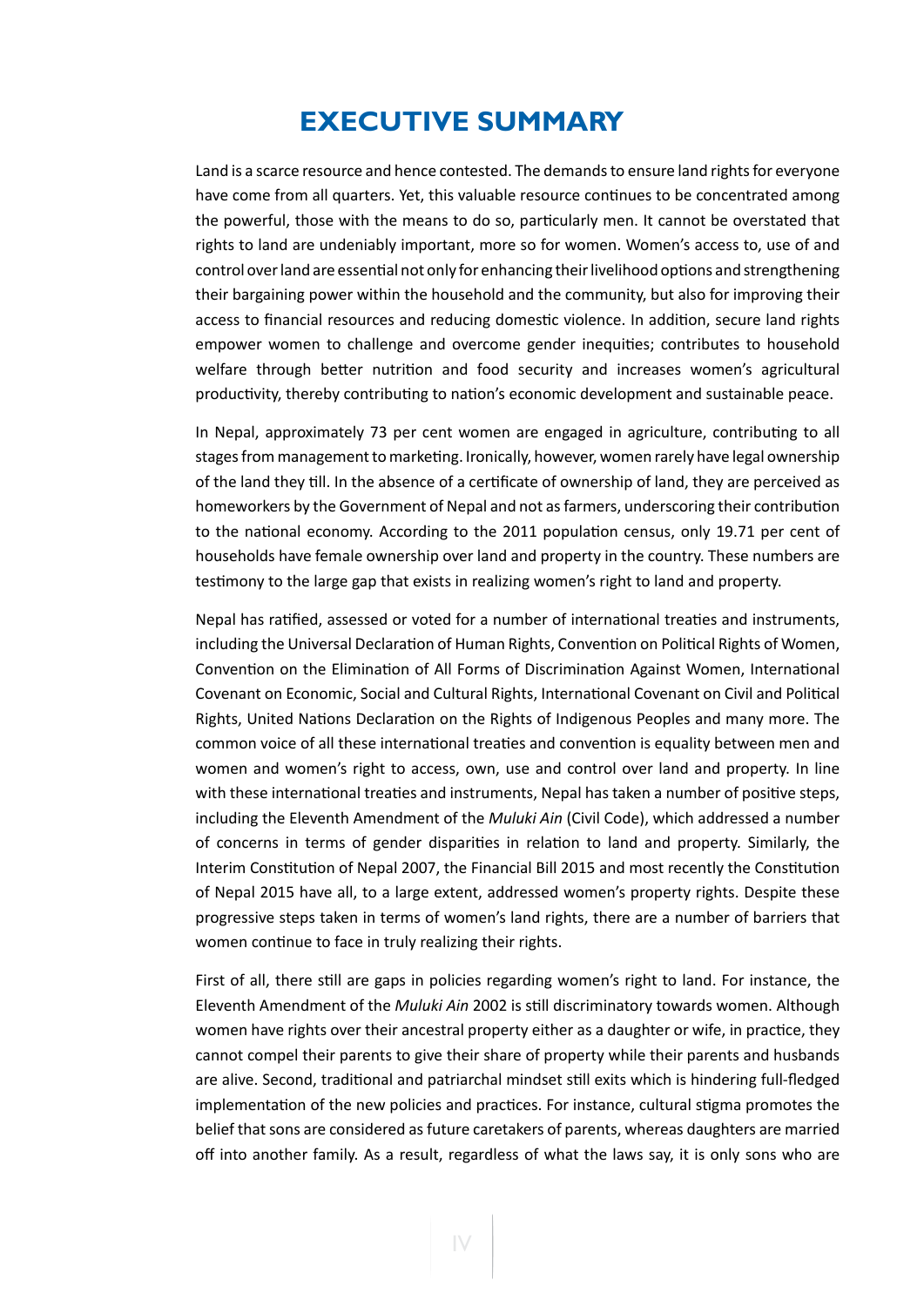# EXECUTIVE SUMMARY

Land is a scarce resource and hence contested. The demands to ensure land rights for everyone have come from all quarters. Yet, this valuable resource continues to be concentrated among the powerful, those with the means to do so, particularly men. It cannot be overstated that rights to land are undeniably important, more so for women. Women's access to, use of and control over land are essential not only for enhancing their livelihood options and strengthening their bargaining power within the household and the community, but also for improving their access to financial resources and reducing domestic violence. In addition, secure land rights empower women to challenge and overcome gender inequities; contributes to household welfare through better nutrition and food security and increases women's agricultural productivity, thereby contributing to nation's economic development and sustainable peace.

In Nepal, approximately 73 per cent women are engaged in agriculture, contributing to all stages from management to marketing. Ironically, however, women rarely have legal ownership of the land they till. In the absence of a certificate of ownership of land, they are perceived as homeworkers by the Government of Nepal and not as farmers, underscoring their contribution to the national economy. According to the 2011 population census, only 19.71 per cent of households have female ownership over land and property in the country. These numbers are testimony to the large gap that exists in realizing women's right to land and property.

Nepal has ratified, assessed or voted for a number of international treaties and instruments, including the Universal Declaration of Human Rights, Convention on Political Rights of Women, Convention on the Elimination of All Forms of Discrimination Against Women, International Covenant on Economic, Social and Cultural Rights, International Covenant on Civil and Political Rights, United Nations Declaration on the Rights of Indigenous Peoples and many more. The common voice of all these international treaties and convention is equality between men and women and women's right to access, own, use and control over land and property. In line with these international treaties and instruments, Nepal has taken a number of positive steps, including the Eleventh Amendment of the *Muluki Ain* (Civil Code), which addressed a number of concerns in terms of gender disparities in relation to land and property. Similarly, the Interim Constitution of Nepal 2007, the Financial Bill 2015 and most recently the Constitution of Nepal 2015 have all, to a large extent, addressed women's property rights. Despite these progressive steps taken in terms of women's land rights, there are a number of barriers that women continue to face in truly realizing their rights.

First of all, there still are gaps in policies regarding women's right to land. For instance, the Eleventh Amendment of the *Muluki Ain* 2002 is still discriminatory towards women. Although women have rights over their ancestral property either as a daughter or wife, in practice, they cannot compel their parents to give their share of property while their parents and husbands are alive. Second, traditional and patriarchal mindset still exits which is hindering full-fledged implementation of the new policies and practices. For instance, cultural stigma promotes the belief that sons are considered as future caretakers of parents, whereas daughters are married off into another family. As a result, regardless of what the laws say, it is only sons who are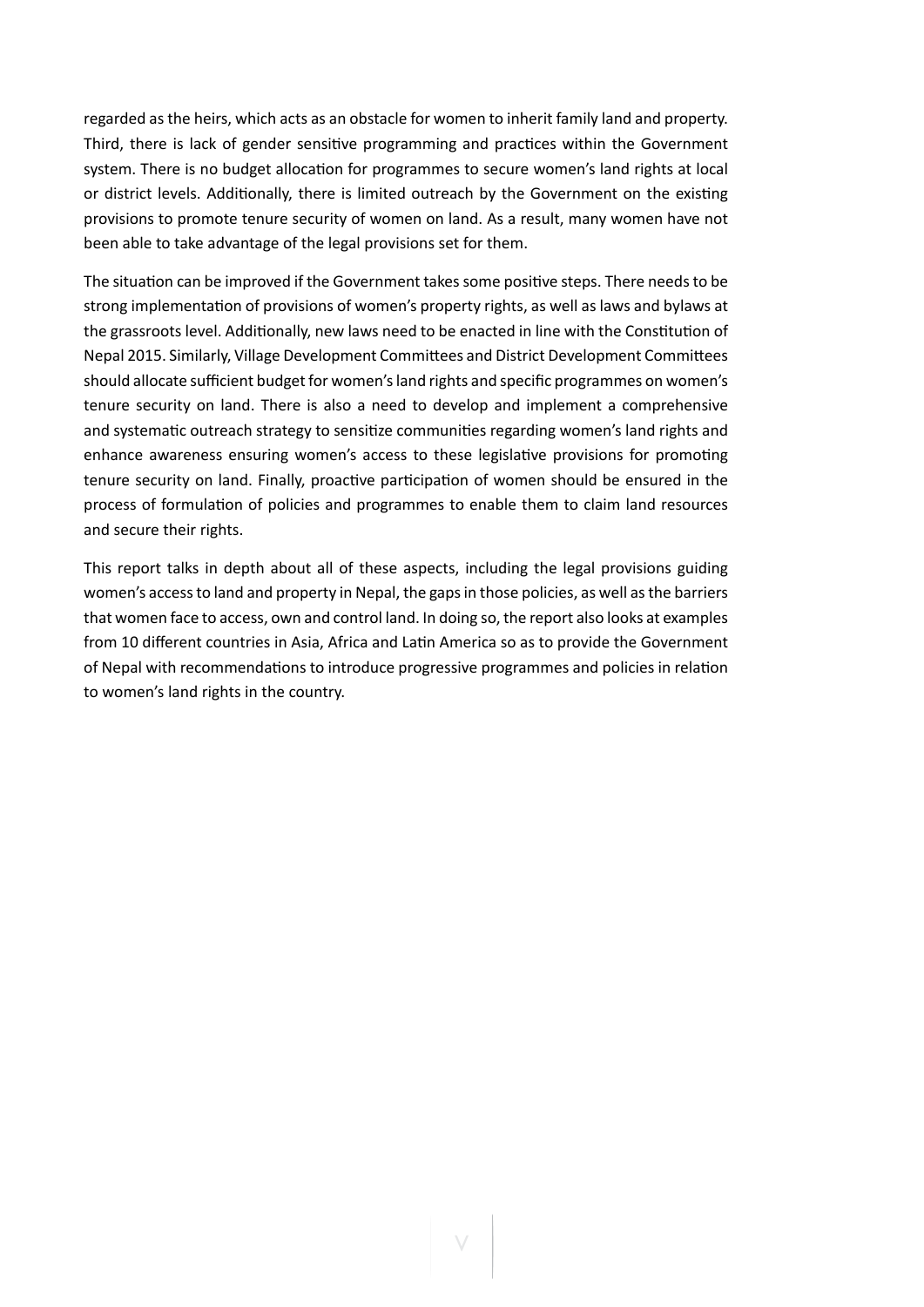regarded as the heirs, which acts as an obstacle for women to inherit family land and property. Third, there is lack of gender sensitive programming and practices within the Government system. There is no budget allocation for programmes to secure women's land rights at local or district levels. Additionally, there is limited outreach by the Government on the existing provisions to promote tenure security of women on land. As a result, many women have not been able to take advantage of the legal provisions set for them.

The situation can be improved if the Government takes some positive steps. There needs to be strong implementation of provisions of women's property rights, as well as laws and bylaws at the grassroots level. Additionally, new laws need to be enacted in line with the Constitution of Nepal 2015. Similarly, Village Development Committees and District Development Committees should allocate sufficient budget for women's land rights and specific programmes on women's tenure security on land. There is also a need to develop and implement a comprehensive and systematic outreach strategy to sensitize communities regarding women's land rights and enhance awareness ensuring women's access to these legislative provisions for promoting tenure security on land. Finally, proactive participation of women should be ensured in the process of formulation of policies and programmes to enable them to claim land resources and secure their rights.

This report talks in depth about all of these aspects, including the legal provisions guiding women's access to land and property in Nepal, the gaps in those policies, as well as the barriers that women face to access, own and control land. In doing so, the report also looks at examples from 10 different countries in Asia, Africa and Latin America so as to provide the Government of Nepal with recommendations to introduce progressive programmes and policies in relation to women's land rights in the country.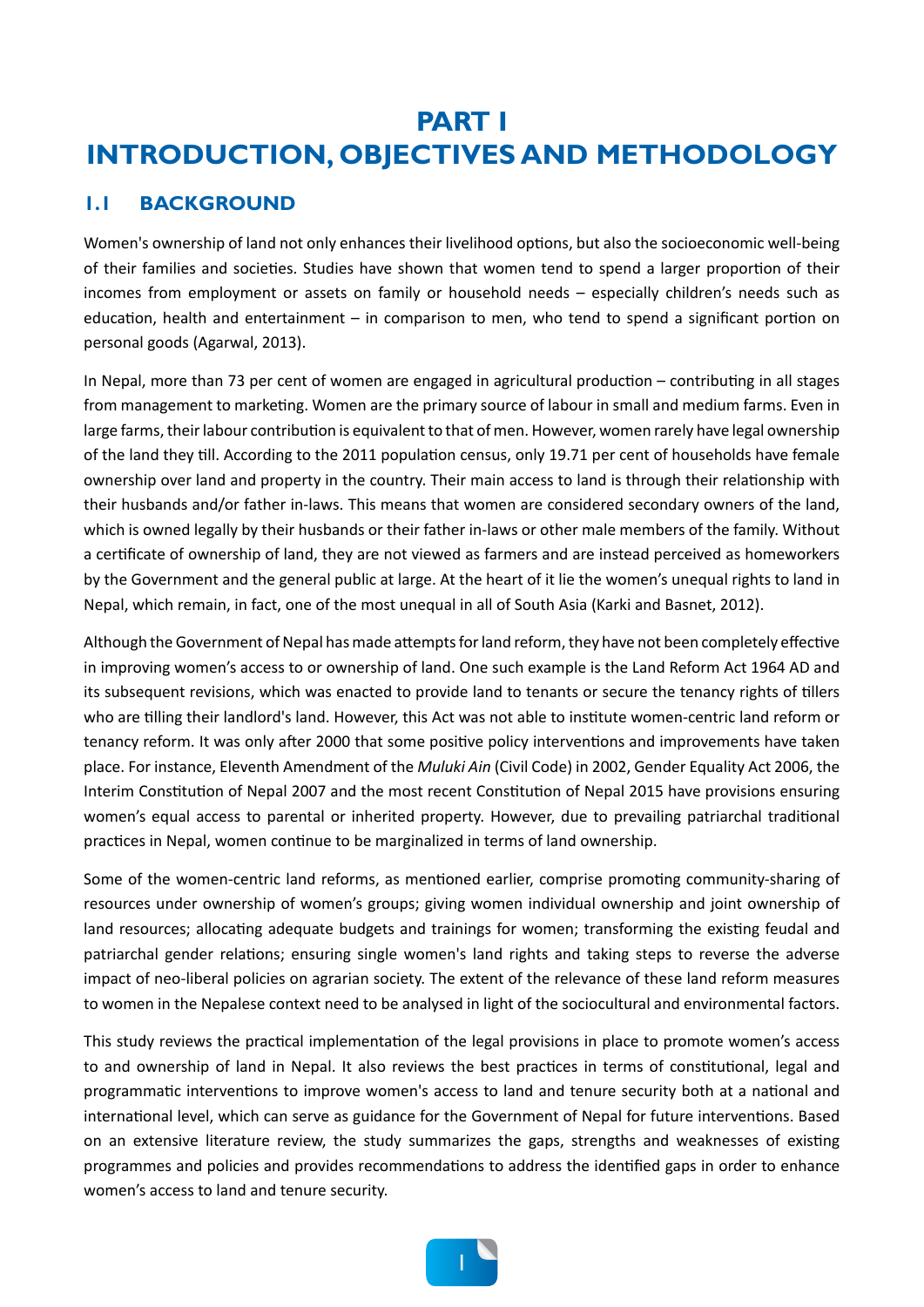# PART I
# INTRODUCTION, OBJECTIVES AND METHODOLOGY

## 1.1 BACKGROUND

Women's ownership of land not only enhances their livelihood options, but also the socioeconomic well-being of their families and societies. Studies have shown that women tend to spend a larger proportion of their incomes from employment or assets on family or household needs – especially children's needs such as education, health and entertainment – in comparison to men, who tend to spend a significant portion on personal goods (Agarwal, 2013).

In Nepal, more than 73 per cent of women are engaged in agricultural production – contributing in all stages from management to marketing. Women are the primary source of labour in small and medium farms. Even in large farms, their labour contribution is equivalent to that of men. However, women rarely have legal ownership of the land they till. According to the 2011 population census, only 19.71 per cent of households have female ownership over land and property in the country. Their main access to land is through their relationship with their husbands and/or father in-laws. This means that women are considered secondary owners of the land, which is owned legally by their husbands or their father in-laws or other male members of the family. Without a certificate of ownership of land, they are not viewed as farmers and are instead perceived as homeworkers by the Government and the general public at large. At the heart of it lie the women's unequal rights to land in Nepal, which remain, in fact, one of the most unequal in all of South Asia (Karki and Basnet, 2012).

Although the Government of Nepal has made attempts for land reform, they have not been completely effective in improving women's access to or ownership of land. One such example is the Land Reform Act 1964 AD and its subsequent revisions, which was enacted to provide land to tenants or secure the tenancy rights of tillers who are tilling their landlord's land. However, this Act was not able to institute women-centric land reform or tenancy reform. It was only after 2000 that some positive policy interventions and improvements have taken place. For instance, Eleventh Amendment of the *Muluki Ain* (Civil Code) in 2002, Gender Equality Act 2006, the Interim Constitution of Nepal 2007 and the most recent Constitution of Nepal 2015 have provisions ensuring women's equal access to parental or inherited property. However, due to prevailing patriarchal traditional practices in Nepal, women continue to be marginalized in terms of land ownership.

Some of the women-centric land reforms, as mentioned earlier, comprise promoting community-sharing of resources under ownership of women's groups; giving women individual ownership and joint ownership of land resources; allocating adequate budgets and trainings for women; transforming the existing feudal and patriarchal gender relations; ensuring single women's land rights and taking steps to reverse the adverse impact of neo-liberal policies on agrarian society. The extent of the relevance of these land reform measures to women in the Nepalese context need to be analysed in light of the sociocultural and environmental factors.

This study reviews the practical implementation of the legal provisions in place to promote women's access to and ownership of land in Nepal. It also reviews the best practices in terms of constitutional, legal and programmatic interventions to improve women's access to land and tenure security both at a national and international level, which can serve as guidance for the Government of Nepal for future interventions. Based on an extensive literature review, the study summarizes the gaps, strengths and weaknesses of existing programmes and policies and provides recommendations to address the identified gaps in order to enhance women's access to land and tenure security.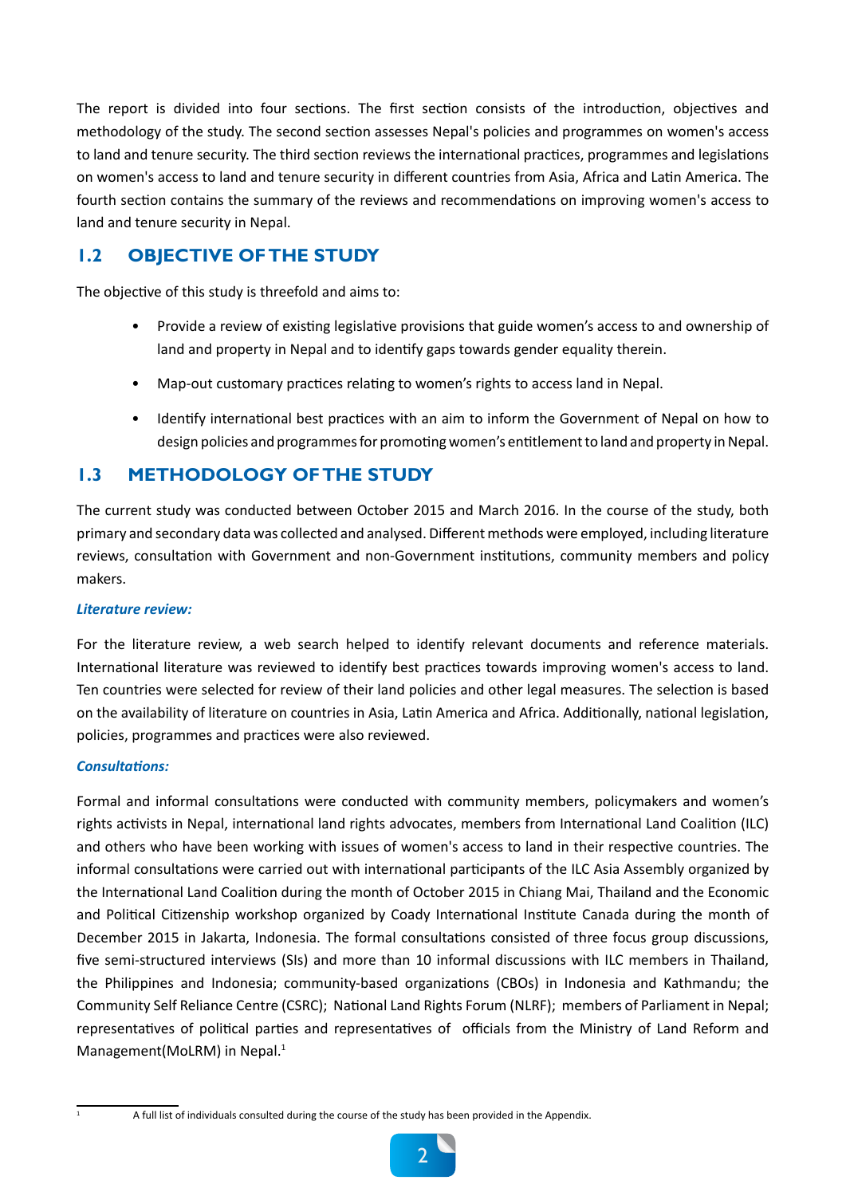The report is divided into four sections. The first section consists of the introduction, objectives and methodology of the study. The second section assesses Nepal's policies and programmes on women's access to land and tenure security. The third section reviews the international practices, programmes and legislations on women's access to land and tenure security in different countries from Asia, Africa and Latin America. The fourth section contains the summary of the reviews and recommendations on improving women's access to land and tenure security in Nepal.

## 1.2 OBJECTIVE OF THE STUDY

The objective of this study is threefold and aims to:

- Provide a review of existing legislative provisions that guide women's access to and ownership of land and property in Nepal and to identify gaps towards gender equality therein.
- Map-out customary practices relating to women's rights to access land in Nepal.
- Identify international best practices with an aim to inform the Government of Nepal on how to design policies and programmes for promoting women's entitlement to land and property in Nepal.

## 1.3 METHODOLOGY OF THE STUDY

The current study was conducted between October 2015 and March 2016. In the course of the study, both primary and secondary data was collected and analysed. Different methods were employed, including literature reviews, consultation with Government and non-Government institutions, community members and policy makers.

***Literature review:***

For the literature review, a web search helped to identify relevant documents and reference materials. International literature was reviewed to identify best practices towards improving women's access to land. Ten countries were selected for review of their land policies and other legal measures. The selection is based on the availability of literature on countries in Asia, Latin America and Africa. Additionally, national legislation, policies, programmes and practices were also reviewed.

***Consultations:***

Formal and informal consultations were conducted with community members, policymakers and women's rights activists in Nepal, international land rights advocates, members from International Land Coalition (ILC) and others who have been working with issues of women's access to land in their respective countries. The informal consultations were carried out with international participants of the ILC Asia Assembly organized by the International Land Coalition during the month of October 2015 in Chiang Mai, Thailand and the Economic and Political Citizenship workshop organized by Coady International Institute Canada during the month of December 2015 in Jakarta, Indonesia. The formal consultations consisted of three focus group discussions, five semi-structured interviews (SIs) and more than 10 informal discussions with ILC members in Thailand, the Philippines and Indonesia; community-based organizations (CBOs) in Indonesia and Kathmandu; the Community Self Reliance Centre (CSRC); National Land Rights Forum (NLRF); members of Parliament in Nepal; representatives of political parties and representatives of officials from the Ministry of Land Reform and Management(MoLRM) in Nepal.[1]

[1] A full list of individuals consulted during the course of the study has been provided in the Appendix.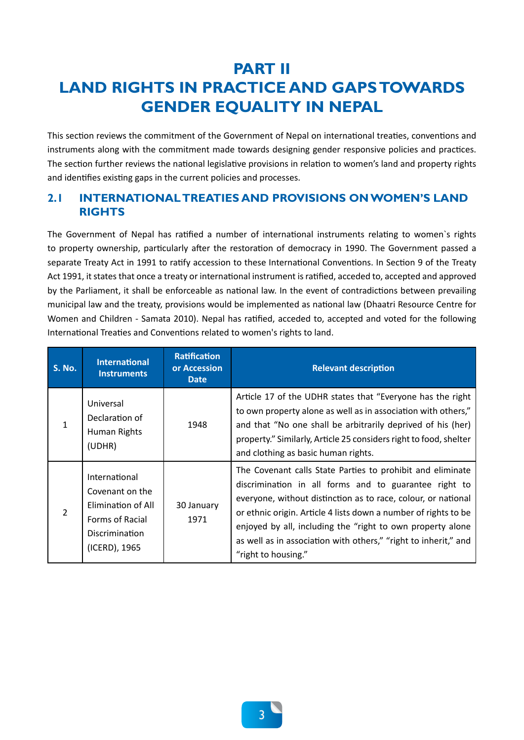# PART II
# LAND RIGHTS IN PRACTICE AND GAPS TOWARDS GENDER EQUALITY IN NEPAL

This section reviews the commitment of the Government of Nepal on international treaties, conventions and instruments along with the commitment made towards designing gender responsive policies and practices. The section further reviews the national legislative provisions in relation to women's land and property rights and identifies existing gaps in the current policies and processes.

## 2.1 INTERNATIONAL TREATIES AND PROVISIONS ON WOMEN'S LAND RIGHTS

The Government of Nepal has ratified a number of international instruments relating to women`s rights to property ownership, particularly after the restoration of democracy in 1990. The Government passed a separate Treaty Act in 1991 to ratify accession to these International Conventions. In Section 9 of the Treaty Act 1991, it states that once a treaty or international instrument is ratified, acceded to, accepted and approved by the Parliament, it shall be enforceable as national law. In the event of contradictions between prevailing municipal law and the treaty, provisions would be implemented as national law (Dhaatri Resource Centre for Women and Children - Samata 2010). Nepal has ratified, acceded to, accepted and voted for the following International Treaties and Conventions related to women's rights to land.

| S. No. | International Instruments | Ratification or Accession Date | Relevant description |
|---|---|---|---|
| 1 | Universal Declaration of Human Rights (UDHR) | 1948 | Article 17 of the UDHR states that "Everyone has the right to own property alone as well as in association with others," and that "No one shall be arbitrarily deprived of his (her) property." Similarly, Article 25 considers right to food, shelter and clothing as basic human rights. |
| 2 | International Covenant on the Elimination of All Forms of Racial Discrimination (ICERD), 1965 | 30 January 1971 | The Covenant calls State Parties to prohibit and eliminate discrimination in all forms and to guarantee right to everyone, without distinction as to race, colour, or national or ethnic origin. Article 4 lists down a number of rights to be enjoyed by all, including the "right to own property alone as well as in association with others," "right to inherit," and "right to housing." |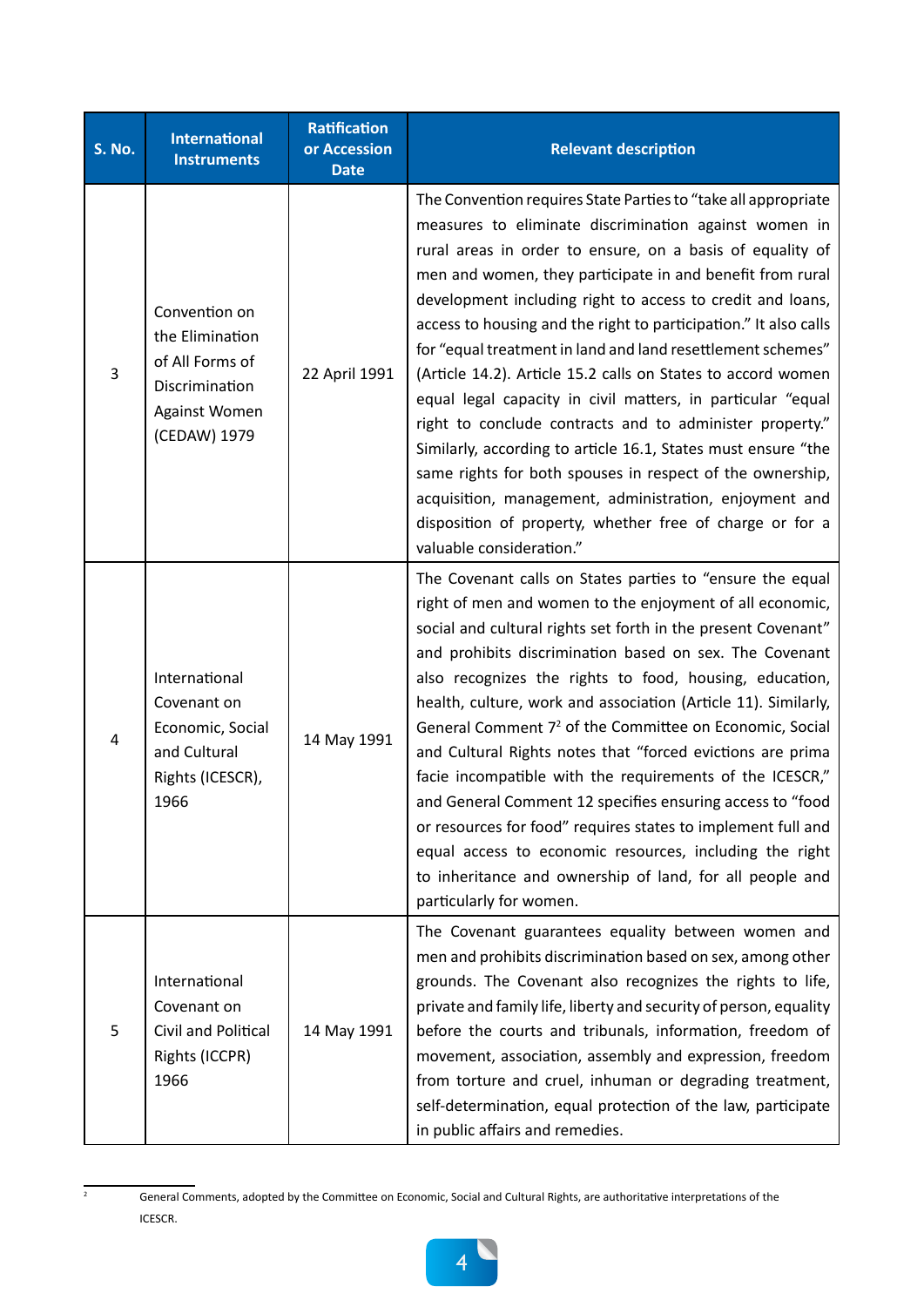| S. No. | International Instruments | Ratification or Accession Date | Relevant description |
|---|---|---|---|
| 3 | Convention on the Elimination of All Forms of Discrimination Against Women (CEDAW) 1979 | 22 April 1991 | The Convention requires State Parties to "take all appropriate measures to eliminate discrimination against women in rural areas in order to ensure, on a basis of equality of men and women, they participate in and benefit from rural development including right to access to credit and loans, access to housing and the right to participation." It also calls for "equal treatment in land and land resettlement schemes" (Article 14.2). Article 15.2 calls on States to accord women equal legal capacity in civil matters, in particular "equal right to conclude contracts and to administer property." Similarly, according to article 16.1, States must ensure "the same rights for both spouses in respect of the ownership, acquisition, management, administration, enjoyment and disposition of property, whether free of charge or for a valuable consideration." |
| 4 | International Covenant on Economic, Social and Cultural Rights (ICESCR), 1966 | 14 May 1991 | The Covenant calls on States parties to "ensure the equal right of men and women to the enjoyment of all economic, social and cultural rights set forth in the present Covenant" and prohibits discrimination based on sex. The Covenant also recognizes the rights to food, housing, education, health, culture, work and association (Article 11). Similarly, General Comment 7[2] of the Committee on Economic, Social and Cultural Rights notes that "forced evictions are prima facie incompatible with the requirements of the ICESCR," and General Comment 12 specifies ensuring access to "food or resources for food" requires states to implement full and equal access to economic resources, including the right to inheritance and ownership of land, for all people and particularly for women. |
| 5 | International Covenant on Civil and Political Rights (ICCPR) 1966 | 14 May 1991 | The Covenant guarantees equality between women and men and prohibits discrimination based on sex, among other grounds. The Covenant also recognizes the rights to life, private and family life, liberty and security of person, equality before the courts and tribunals, information, freedom of movement, association, assembly and expression, freedom from torture and cruel, inhuman or degrading treatment, self-determination, equal protection of the law, participate in public affairs and remedies. |

[2] General Comments, adopted by the Committee on Economic, Social and Cultural Rights, are authoritative interpretations of the ICESCR.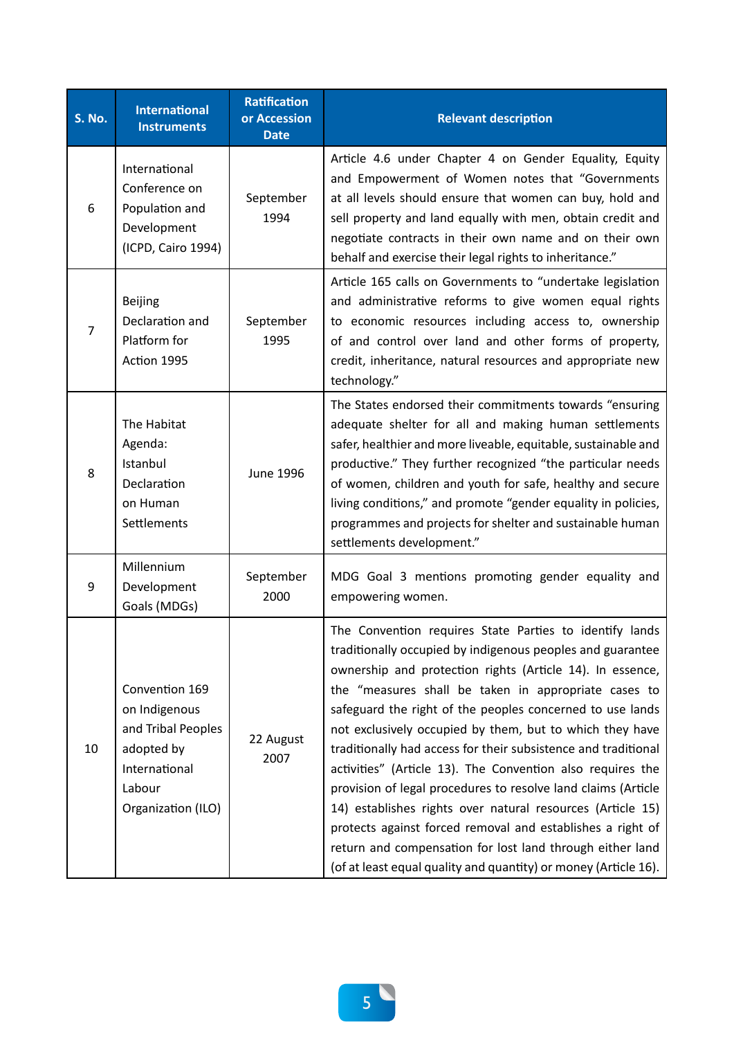| S. No. | International Instruments | Ratification or Accession Date | Relevant description |
|---|---|---|---|
| 6 | International Conference on Population and Development (ICPD, Cairo 1994) | September 1994 | Article 4.6 under Chapter 4 on Gender Equality, Equity and Empowerment of Women notes that "Governments at all levels should ensure that women can buy, hold and sell property and land equally with men, obtain credit and negotiate contracts in their own name and on their own behalf and exercise their legal rights to inheritance." |
| 7 | Beijing Declaration and Platform for Action 1995 | September 1995 | Article 165 calls on Governments to "undertake legislation and administrative reforms to give women equal rights to economic resources including access to, ownership of and control over land and other forms of property, credit, inheritance, natural resources and appropriate new technology." |
| 8 | The Habitat Agenda: Istanbul Declaration on Human Settlements | June 1996 | The States endorsed their commitments towards "ensuring adequate shelter for all and making human settlements safer, healthier and more liveable, equitable, sustainable and productive." They further recognized "the particular needs of women, children and youth for safe, healthy and secure living conditions," and promote "gender equality in policies, programmes and projects for shelter and sustainable human settlements development." |
| 9 | Millennium Development Goals (MDGs) | September 2000 | MDG Goal 3 mentions promoting gender equality and empowering women. |
| 10 | Convention 169 on Indigenous and Tribal Peoples adopted by International Labour Organization (ILO) | 22 August 2007 | The Convention requires State Parties to identify lands traditionally occupied by indigenous peoples and guarantee ownership and protection rights (Article 14). In essence, the "measures shall be taken in appropriate cases to safeguard the right of the peoples concerned to use lands not exclusively occupied by them, but to which they have traditionally had access for their subsistence and traditional activities" (Article 13). The Convention also requires the provision of legal procedures to resolve land claims (Article 14) establishes rights over natural resources (Article 15) protects against forced removal and establishes a right of return and compensation for lost land through either land (of at least equal quality and quantity) or money (Article 16). |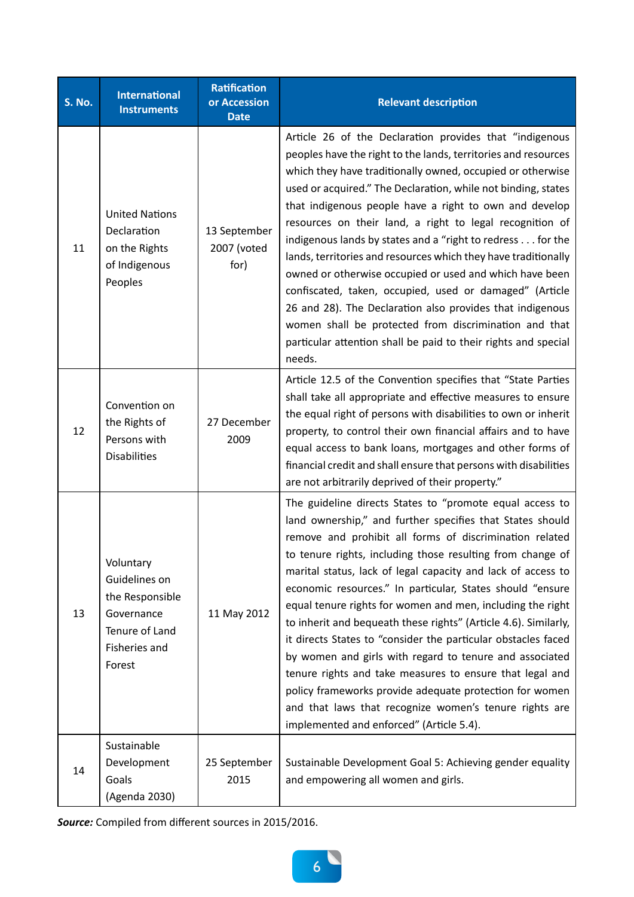| S. No. | International Instruments | Ratification or Accession Date | Relevant description |
|---|---|---|---|
| 11 | United Nations Declaration on the Rights of Indigenous Peoples | 13 September 2007 (voted for) | Article 26 of the Declaration provides that "indigenous peoples have the right to the lands, territories and resources which they have traditionally owned, occupied or otherwise used or acquired." The Declaration, while not binding, states that indigenous people have a right to own and develop resources on their land, a right to legal recognition of indigenous lands by states and a "right to redress . . . for the lands, territories and resources which they have traditionally owned or otherwise occupied or used and which have been confiscated, taken, occupied, used or damaged" (Article 26 and 28). The Declaration also provides that indigenous women shall be protected from discrimination and that particular attention shall be paid to their rights and special needs. |
| 12 | Convention on the Rights of Persons with Disabilities | 27 December 2009 | Article 12.5 of the Convention specifies that "State Parties shall take all appropriate and effective measures to ensure the equal right of persons with disabilities to own or inherit property, to control their own financial affairs and to have equal access to bank loans, mortgages and other forms of financial credit and shall ensure that persons with disabilities are not arbitrarily deprived of their property." |
| 13 | Voluntary Guidelines on the Responsible Governance Tenure of Land Fisheries and Forest | 11 May 2012 | The guideline directs States to "promote equal access to land ownership," and further specifies that States should remove and prohibit all forms of discrimination related to tenure rights, including those resulting from change of marital status, lack of legal capacity and lack of access to economic resources." In particular, States should "ensure equal tenure rights for women and men, including the right to inherit and bequeath these rights" (Article 4.6). Similarly, it directs States to "consider the particular obstacles faced by women and girls with regard to tenure and associated tenure rights and take measures to ensure that legal and policy frameworks provide adequate protection for women and that laws that recognize women's tenure rights are implemented and enforced" (Article 5.4). |
| 14 | Sustainable Development Goals (Agenda 2030) | 25 September 2015 | Sustainable Development Goal 5: Achieving gender equality and empowering all women and girls. |

***Source:*** Compiled from different sources in 2015/2016.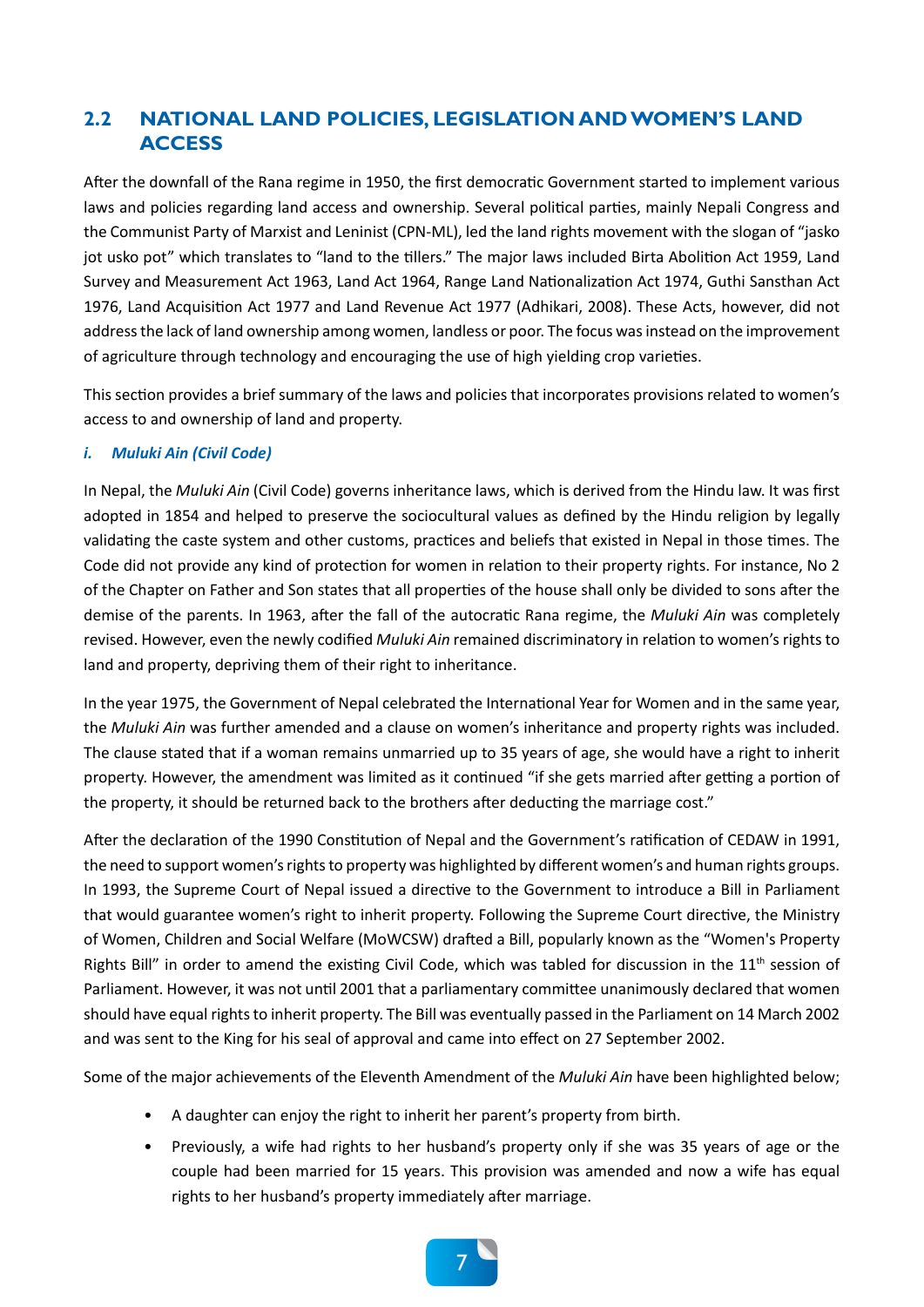## 2.2 NATIONAL LAND POLICIES, LEGISLATION AND WOMEN'S LAND ACCESS

After the downfall of the Rana regime in 1950, the first democratic Government started to implement various laws and policies regarding land access and ownership. Several political parties, mainly Nepali Congress and the Communist Party of Marxist and Leninist (CPN-ML), led the land rights movement with the slogan of "jasko jot usko pot" which translates to "land to the tillers." The major laws included Birta Abolition Act 1959, Land Survey and Measurement Act 1963, Land Act 1964, Range Land Nationalization Act 1974, Guthi Sansthan Act 1976, Land Acquisition Act 1977 and Land Revenue Act 1977 (Adhikari, 2008). These Acts, however, did not address the lack of land ownership among women, landless or poor. The focus was instead on the improvement of agriculture through technology and encouraging the use of high yielding crop varieties.

This section provides a brief summary of the laws and policies that incorporates provisions related to women's access to and ownership of land and property.

### *i. Muluki Ain (Civil Code)*

In Nepal, the *Muluki Ain* (Civil Code) governs inheritance laws, which is derived from the Hindu law. It was first adopted in 1854 and helped to preserve the sociocultural values as defined by the Hindu religion by legally validating the caste system and other customs, practices and beliefs that existed in Nepal in those times. The Code did not provide any kind of protection for women in relation to their property rights. For instance, No 2 of the Chapter on Father and Son states that all properties of the house shall only be divided to sons after the demise of the parents. In 1963, after the fall of the autocratic Rana regime, the *Muluki Ain* was completely revised. However, even the newly codified *Muluki Ain* remained discriminatory in relation to women's rights to land and property, depriving them of their right to inheritance.

In the year 1975, the Government of Nepal celebrated the International Year for Women and in the same year, the *Muluki Ain* was further amended and a clause on women's inheritance and property rights was included. The clause stated that if a woman remains unmarried up to 35 years of age, she would have a right to inherit property. However, the amendment was limited as it continued "if she gets married after getting a portion of the property, it should be returned back to the brothers after deducting the marriage cost."

After the declaration of the 1990 Constitution of Nepal and the Government's ratification of CEDAW in 1991, the need to support women's rights to property was highlighted by different women's and human rights groups. In 1993, the Supreme Court of Nepal issued a directive to the Government to introduce a Bill in Parliament that would guarantee women's right to inherit property. Following the Supreme Court directive, the Ministry of Women, Children and Social Welfare (MoWCSW) drafted a Bill, popularly known as the "Women's Property Rights Bill" in order to amend the existing Civil Code, which was tabled for discussion in the 11th session of Parliament. However, it was not until 2001 that a parliamentary committee unanimously declared that women should have equal rights to inherit property. The Bill was eventually passed in the Parliament on 14 March 2002 and was sent to the King for his seal of approval and came into effect on 27 September 2002.

Some of the major achievements of the Eleventh Amendment of the *Muluki Ain* have been highlighted below;

- A daughter can enjoy the right to inherit her parent's property from birth.
- Previously, a wife had rights to her husband's property only if she was 35 years of age or the couple had been married for 15 years. This provision was amended and now a wife has equal rights to her husband's property immediately after marriage.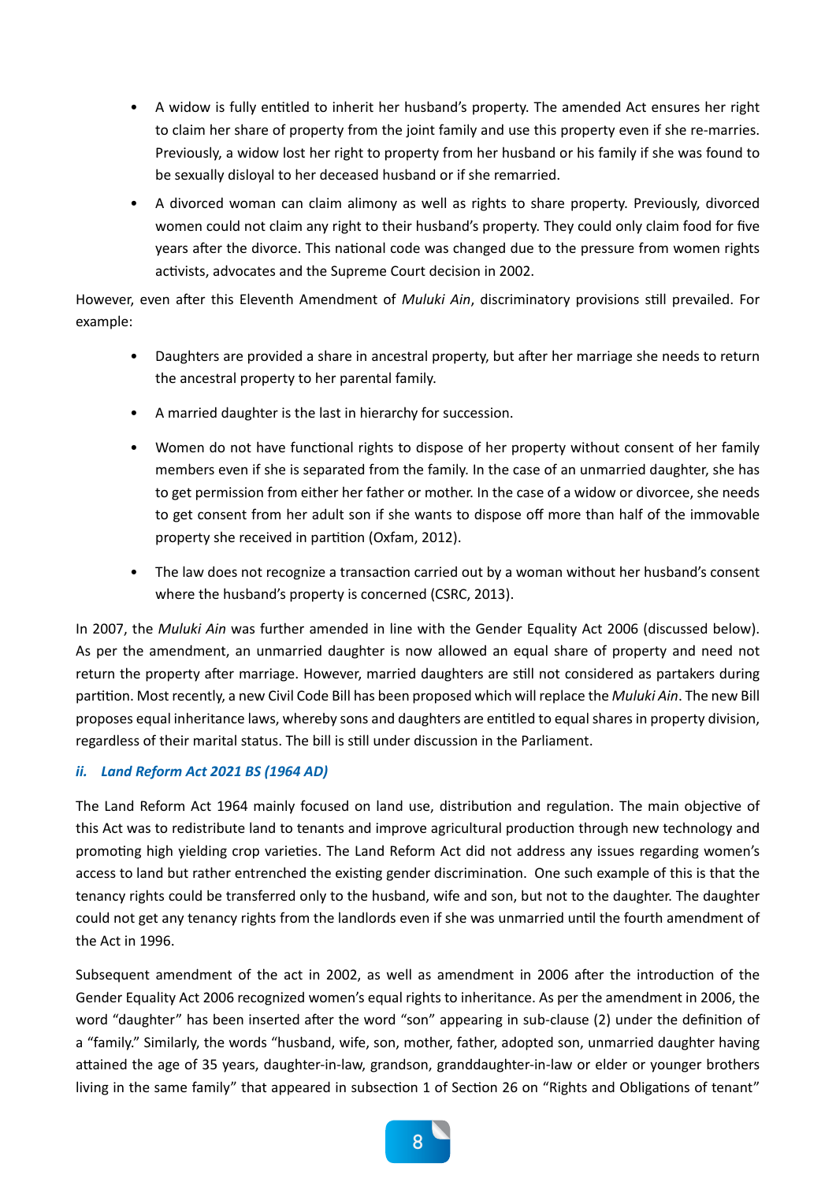- A widow is fully entitled to inherit her husband's property. The amended Act ensures her right to claim her share of property from the joint family and use this property even if she re-marries. Previously, a widow lost her right to property from her husband or his family if she was found to be sexually disloyal to her deceased husband or if she remarried.
- A divorced woman can claim alimony as well as rights to share property. Previously, divorced women could not claim any right to their husband's property. They could only claim food for five years after the divorce. This national code was changed due to the pressure from women rights activists, advocates and the Supreme Court decision in 2002.

However, even after this Eleventh Amendment of *Muluki Ain*, discriminatory provisions still prevailed. For example:

- Daughters are provided a share in ancestral property, but after her marriage she needs to return the ancestral property to her parental family.
- A married daughter is the last in hierarchy for succession.
- Women do not have functional rights to dispose of her property without consent of her family members even if she is separated from the family. In the case of an unmarried daughter, she has to get permission from either her father or mother. In the case of a widow or divorcee, she needs to get consent from her adult son if she wants to dispose off more than half of the immovable property she received in partition (Oxfam, 2012).
- The law does not recognize a transaction carried out by a woman without her husband's consent where the husband's property is concerned (CSRC, 2013).

In 2007, the *Muluki Ain* was further amended in line with the Gender Equality Act 2006 (discussed below). As per the amendment, an unmarried daughter is now allowed an equal share of property and need not return the property after marriage. However, married daughters are still not considered as partakers during partition. Most recently, a new Civil Code Bill has been proposed which will replace the *Muluki Ain*. The new Bill proposes equal inheritance laws, whereby sons and daughters are entitled to equal shares in property division, regardless of their marital status. The bill is still under discussion in the Parliament.

#### *ii. Land Reform Act 2021 BS (1964 AD)*

The Land Reform Act 1964 mainly focused on land use, distribution and regulation. The main objective of this Act was to redistribute land to tenants and improve agricultural production through new technology and promoting high yielding crop varieties. The Land Reform Act did not address any issues regarding women's access to land but rather entrenched the existing gender discrimination. One such example of this is that the tenancy rights could be transferred only to the husband, wife and son, but not to the daughter. The daughter could not get any tenancy rights from the landlords even if she was unmarried until the fourth amendment of the Act in 1996.

Subsequent amendment of the act in 2002, as well as amendment in 2006 after the introduction of the Gender Equality Act 2006 recognized women's equal rights to inheritance. As per the amendment in 2006, the word "daughter" has been inserted after the word "son" appearing in sub-clause (2) under the definition of a "family." Similarly, the words "husband, wife, son, mother, father, adopted son, unmarried daughter having attained the age of 35 years, daughter-in-law, grandson, granddaughter-in-law or elder or younger brothers living in the same family" that appeared in subsection 1 of Section 26 on "Rights and Obligations of tenant"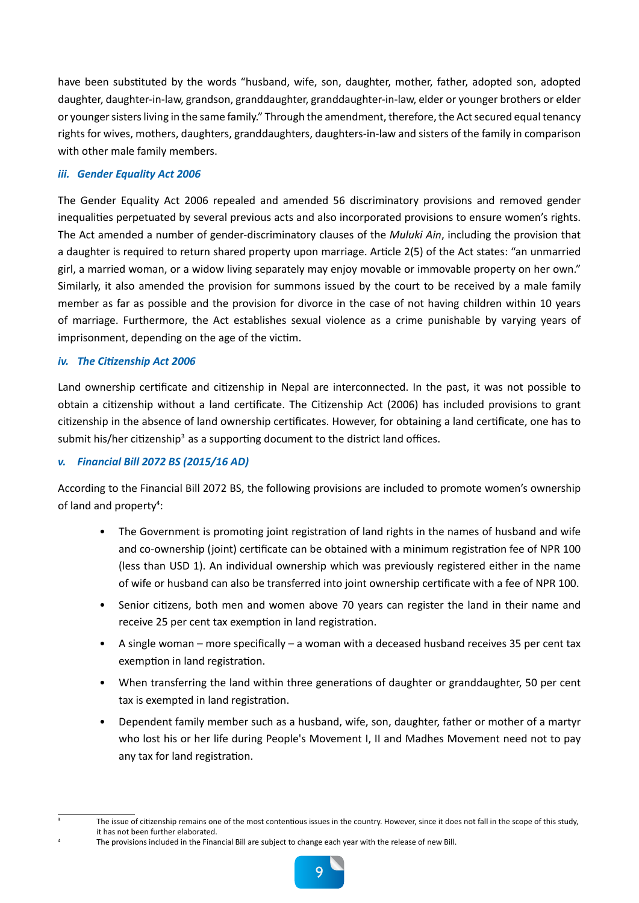have been substituted by the words "husband, wife, son, daughter, mother, father, adopted son, adopted daughter, daughter-in-law, grandson, granddaughter, granddaughter-in-law, elder or younger brothers or elder or younger sisters living in the same family." Through the amendment, therefore, the Act secured equal tenancy rights for wives, mothers, daughters, granddaughters, daughters-in-law and sisters of the family in comparison with other male family members.

#### *iii. Gender Equality Act 2006*

The Gender Equality Act 2006 repealed and amended 56 discriminatory provisions and removed gender inequalities perpetuated by several previous acts and also incorporated provisions to ensure women's rights. The Act amended a number of gender-discriminatory clauses of the *Muluki Ain*, including the provision that a daughter is required to return shared property upon marriage. Article 2(5) of the Act states: "an unmarried girl, a married woman, or a widow living separately may enjoy movable or immovable property on her own." Similarly, it also amended the provision for summons issued by the court to be received by a male family member as far as possible and the provision for divorce in the case of not having children within 10 years of marriage. Furthermore, the Act establishes sexual violence as a crime punishable by varying years of imprisonment, depending on the age of the victim.

#### *iv. The Citizenship Act 2006*

Land ownership certificate and citizenship in Nepal are interconnected. In the past, it was not possible to obtain a citizenship without a land certificate. The Citizenship Act (2006) has included provisions to grant citizenship in the absence of land ownership certificates. However, for obtaining a land certificate, one has to submit his/her citizenship[3] as a supporting document to the district land offices.

#### *v. Financial Bill 2072 BS (2015/16 AD)*

According to the Financial Bill 2072 BS, the following provisions are included to promote women's ownership of land and property[4]:

- The Government is promoting joint registration of land rights in the names of husband and wife and co-ownership (joint) certificate can be obtained with a minimum registration fee of NPR 100 (less than USD 1). An individual ownership which was previously registered either in the name of wife or husband can also be transferred into joint ownership certificate with a fee of NPR 100.
- Senior citizens, both men and women above 70 years can register the land in their name and receive 25 per cent tax exemption in land registration.
- A single woman – more specifically – a woman with a deceased husband receives 35 per cent tax exemption in land registration.
- When transferring the land within three generations of daughter or granddaughter, 50 per cent tax is exempted in land registration.
- Dependent family member such as a husband, wife, son, daughter, father or mother of a martyr who lost his or her life during People's Movement I, II and Madhes Movement need not to pay any tax for land registration.

---

[3] The issue of citizenship remains one of the most contentious issues in the country. However, since it does not fall in the scope of this study, it has not been further elaborated.

[4] The provisions included in the Financial Bill are subject to change each year with the release of new Bill.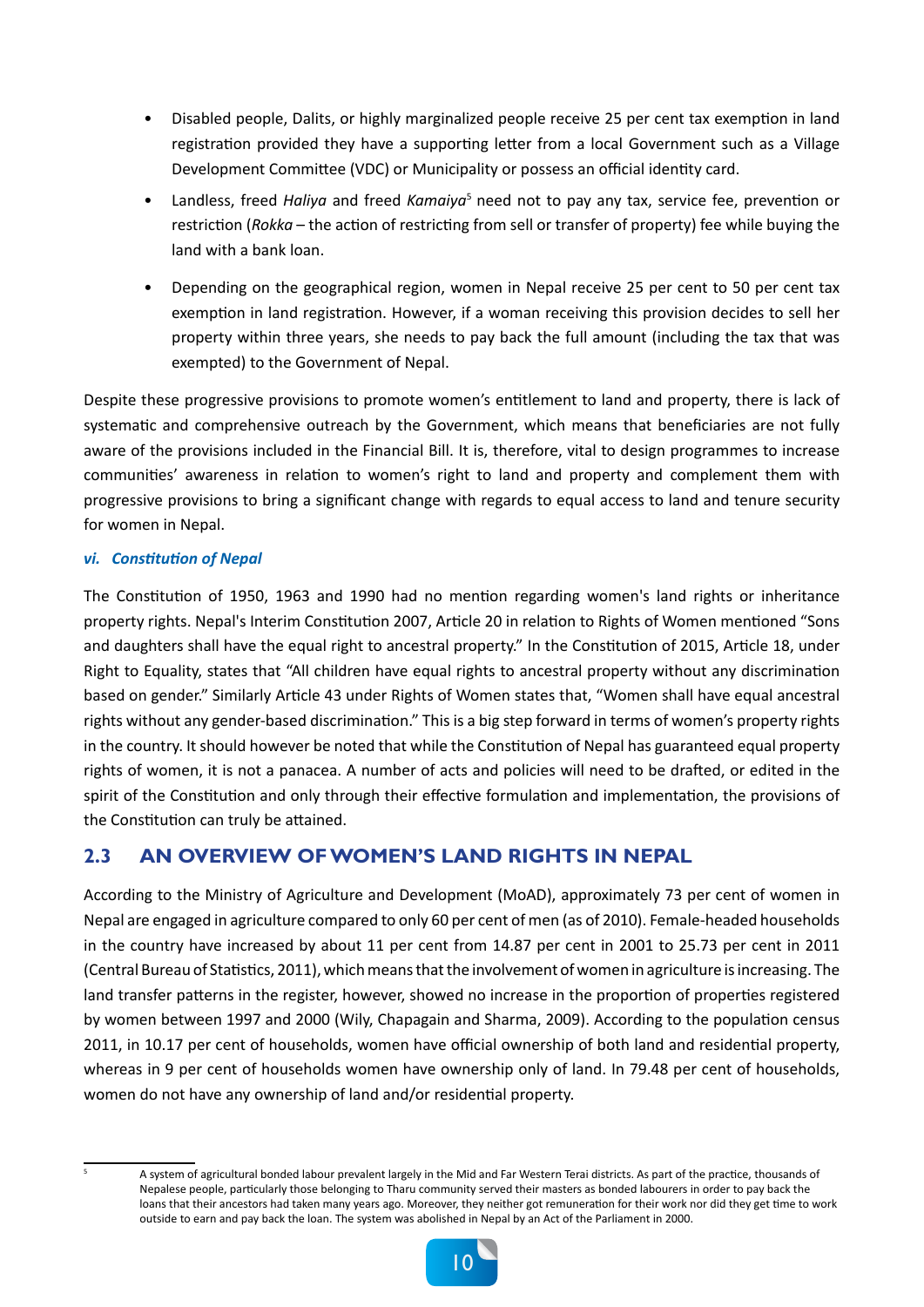- Disabled people, Dalits, or highly marginalized people receive 25 per cent tax exemption in land registration provided they have a supporting letter from a local Government such as a Village Development Committee (VDC) or Municipality or possess an official identity card.
- Landless, freed *Haliya* and freed *Kamaiya*[5] need not to pay any tax, service fee, prevention or restriction (*Rokka* – the action of restricting from sell or transfer of property) fee while buying the land with a bank loan.
- Depending on the geographical region, women in Nepal receive 25 per cent to 50 per cent tax exemption in land registration. However, if a woman receiving this provision decides to sell her property within three years, she needs to pay back the full amount (including the tax that was exempted) to the Government of Nepal.

Despite these progressive provisions to promote women's entitlement to land and property, there is lack of systematic and comprehensive outreach by the Government, which means that beneficiaries are not fully aware of the provisions included in the Financial Bill. It is, therefore, vital to design programmes to increase communities' awareness in relation to women's right to land and property and complement them with progressive provisions to bring a significant change with regards to equal access to land and tenure security for women in Nepal.

#### *vi. Constitution of Nepal*

The Constitution of 1950, 1963 and 1990 had no mention regarding women's land rights or inheritance property rights. Nepal's Interim Constitution 2007, Article 20 in relation to Rights of Women mentioned "Sons and daughters shall have the equal right to ancestral property." In the Constitution of 2015, Article 18, under Right to Equality, states that "All children have equal rights to ancestral property without any discrimination based on gender." Similarly Article 43 under Rights of Women states that, "Women shall have equal ancestral rights without any gender-based discrimination." This is a big step forward in terms of women's property rights in the country. It should however be noted that while the Constitution of Nepal has guaranteed equal property rights of women, it is not a panacea. A number of acts and policies will need to be drafted, or edited in the spirit of the Constitution and only through their effective formulation and implementation, the provisions of the Constitution can truly be attained.

## 2.3 AN OVERVIEW OF WOMEN'S LAND RIGHTS IN NEPAL

According to the Ministry of Agriculture and Development (MoAD), approximately 73 per cent of women in Nepal are engaged in agriculture compared to only 60 per cent of men (as of 2010). Female-headed households in the country have increased by about 11 per cent from 14.87 per cent in 2001 to 25.73 per cent in 2011 (Central Bureau of Statistics, 2011), which means that the involvement of women in agriculture is increasing. The land transfer patterns in the register, however, showed no increase in the proportion of properties registered by women between 1997 and 2000 (Wily, Chapagain and Sharma, 2009). According to the population census 2011, in 10.17 per cent of households, women have official ownership of both land and residential property, whereas in 9 per cent of households women have ownership only of land. In 79.48 per cent of households, women do not have any ownership of land and/or residential property.

[5] A system of agricultural bonded labour prevalent largely in the Mid and Far Western Terai districts. As part of the practice, thousands of Nepalese people, particularly those belonging to Tharu community served their masters as bonded labourers in order to pay back the loans that their ancestors had taken many years ago. Moreover, they neither got remuneration for their work nor did they get time to work outside to earn and pay back the loan. The system was abolished in Nepal by an Act of the Parliament in 2000.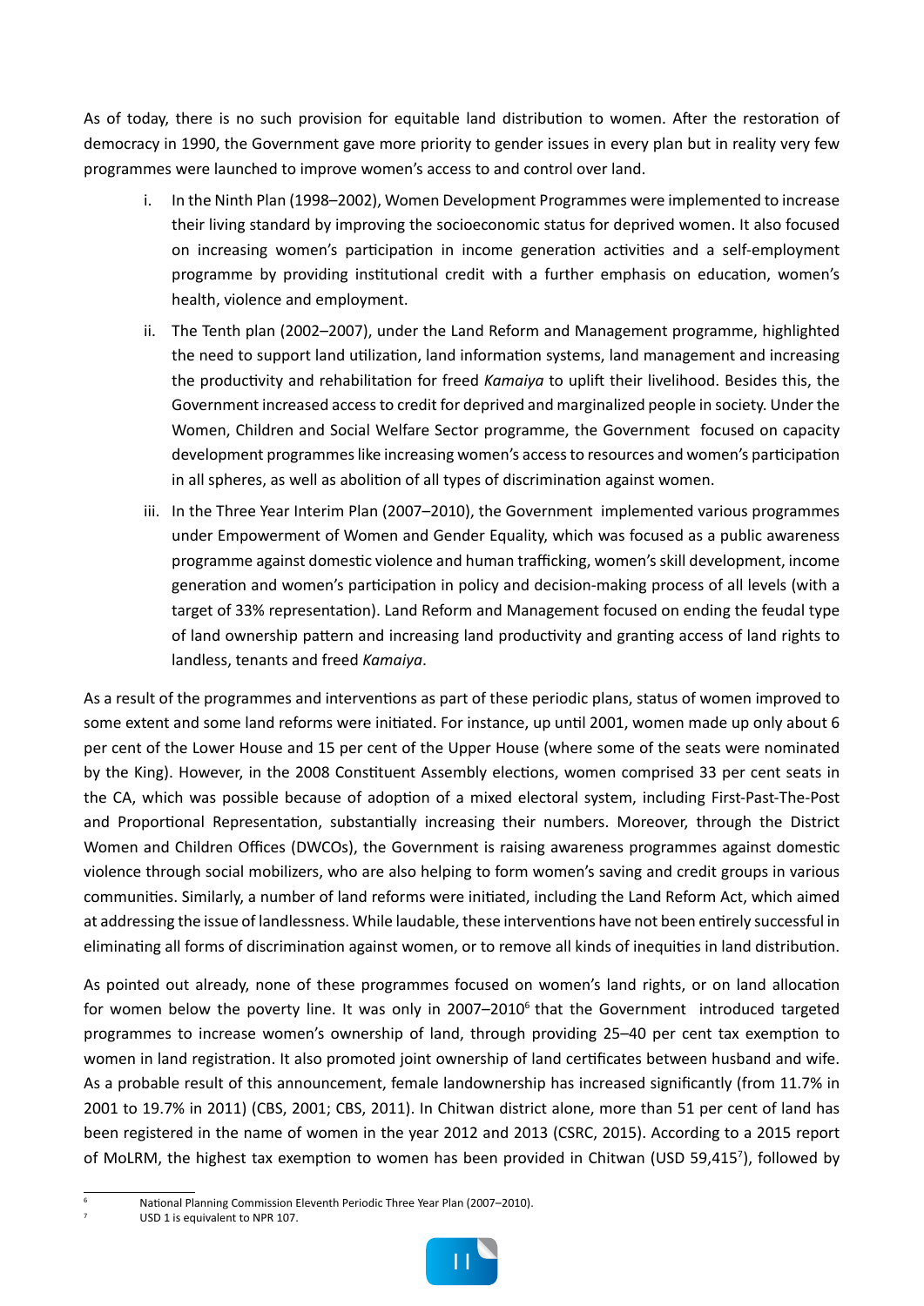As of today, there is no such provision for equitable land distribution to women. After the restoration of democracy in 1990, the Government gave more priority to gender issues in every plan but in reality very few programmes were launched to improve women's access to and control over land.

i. In the Ninth Plan (1998–2002), Women Development Programmes were implemented to increase their living standard by improving the socioeconomic status for deprived women. It also focused on increasing women's participation in income generation activities and a self-employment programme by providing institutional credit with a further emphasis on education, women's health, violence and employment.

ii. The Tenth plan (2002–2007), under the Land Reform and Management programme, highlighted the need to support land utilization, land information systems, land management and increasing the productivity and rehabilitation for freed *Kamaiya* to uplift their livelihood. Besides this, the Government increased access to credit for deprived and marginalized people in society. Under the Women, Children and Social Welfare Sector programme, the Government focused on capacity development programmes like increasing women's access to resources and women's participation in all spheres, as well as abolition of all types of discrimination against women.

iii. In the Three Year Interim Plan (2007–2010), the Government implemented various programmes under Empowerment of Women and Gender Equality, which was focused as a public awareness programme against domestic violence and human trafficking, women's skill development, income generation and women's participation in policy and decision-making process of all levels (with a target of 33% representation). Land Reform and Management focused on ending the feudal type of land ownership pattern and increasing land productivity and granting access of land rights to landless, tenants and freed *Kamaiya*.

As a result of the programmes and interventions as part of these periodic plans, status of women improved to some extent and some land reforms were initiated. For instance, up until 2001, women made up only about 6 per cent of the Lower House and 15 per cent of the Upper House (where some of the seats were nominated by the King). However, in the 2008 Constituent Assembly elections, women comprised 33 per cent seats in the CA, which was possible because of adoption of a mixed electoral system, including First-Past-The-Post and Proportional Representation, substantially increasing their numbers. Moreover, through the District Women and Children Offices (DWCOs), the Government is raising awareness programmes against domestic violence through social mobilizers, who are also helping to form women's saving and credit groups in various communities. Similarly, a number of land reforms were initiated, including the Land Reform Act, which aimed at addressing the issue of landlessness. While laudable, these interventions have not been entirely successful in eliminating all forms of discrimination against women, or to remove all kinds of inequities in land distribution.

As pointed out already, none of these programmes focused on women's land rights, or on land allocation for women below the poverty line. It was only in 2007–2010[6] that the Government introduced targeted programmes to increase women's ownership of land, through providing 25–40 per cent tax exemption to women in land registration. It also promoted joint ownership of land certificates between husband and wife. As a probable result of this announcement, female landownership has increased significantly (from 11.7% in 2001 to 19.7% in 2011) (CBS, 2001; CBS, 2011). In Chitwan district alone, more than 51 per cent of land has been registered in the name of women in the year 2012 and 2013 (CSRC, 2015). According to a 2015 report of MoLRM, the highest tax exemption to women has been provided in Chitwan (USD 59,415[7]), followed by

[6] National Planning Commission Eleventh Periodic Three Year Plan (2007–2010).

[7] USD 1 is equivalent to NPR 107.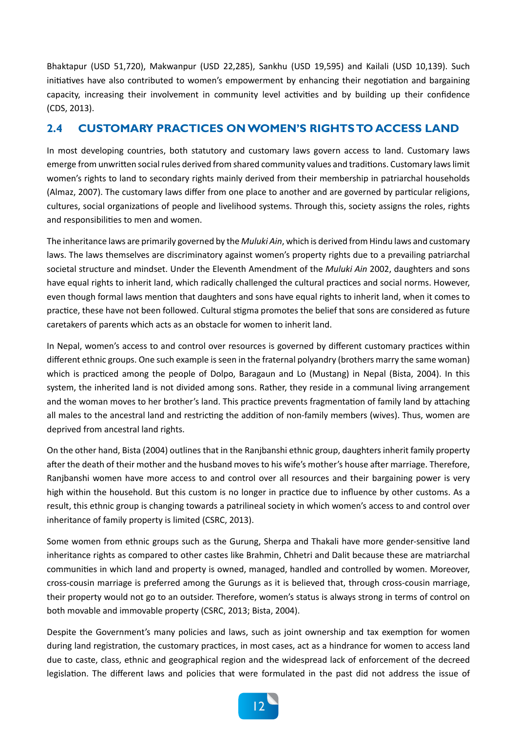Bhaktapur (USD 51,720), Makwanpur (USD 22,285), Sankhu (USD 19,595) and Kailali (USD 10,139). Such initiatives have also contributed to women's empowerment by enhancing their negotiation and bargaining capacity, increasing their involvement in community level activities and by building up their confidence (CDS, 2013).

## 2.4 CUSTOMARY PRACTICES ON WOMEN'S RIGHTS TO ACCESS LAND

In most developing countries, both statutory and customary laws govern access to land. Customary laws emerge from unwritten social rules derived from shared community values and traditions. Customary laws limit women's rights to land to secondary rights mainly derived from their membership in patriarchal households (Almaz, 2007). The customary laws differ from one place to another and are governed by particular religions, cultures, social organizations of people and livelihood systems. Through this, society assigns the roles, rights and responsibilities to men and women.

The inheritance laws are primarily governed by the *Muluki Ain*, which is derived from Hindu laws and customary laws. The laws themselves are discriminatory against women's property rights due to a prevailing patriarchal societal structure and mindset. Under the Eleventh Amendment of the *Muluki Ain* 2002, daughters and sons have equal rights to inherit land, which radically challenged the cultural practices and social norms. However, even though formal laws mention that daughters and sons have equal rights to inherit land, when it comes to practice, these have not been followed. Cultural stigma promotes the belief that sons are considered as future caretakers of parents which acts as an obstacle for women to inherit land.

In Nepal, women's access to and control over resources is governed by different customary practices within different ethnic groups. One such example is seen in the fraternal polyandry (brothers marry the same woman) which is practiced among the people of Dolpo, Baragaun and Lo (Mustang) in Nepal (Bista, 2004). In this system, the inherited land is not divided among sons. Rather, they reside in a communal living arrangement and the woman moves to her brother's land. This practice prevents fragmentation of family land by attaching all males to the ancestral land and restricting the addition of non-family members (wives). Thus, women are deprived from ancestral land rights.

On the other hand, Bista (2004) outlines that in the Ranjbanshi ethnic group, daughters inherit family property after the death of their mother and the husband moves to his wife's mother's house after marriage. Therefore, Ranjbanshi women have more access to and control over all resources and their bargaining power is very high within the household. But this custom is no longer in practice due to influence by other customs. As a result, this ethnic group is changing towards a patrilineal society in which women's access to and control over inheritance of family property is limited (CSRC, 2013).

Some women from ethnic groups such as the Gurung, Sherpa and Thakali have more gender-sensitive land inheritance rights as compared to other castes like Brahmin, Chhetri and Dalit because these are matriarchal communities in which land and property is owned, managed, handled and controlled by women. Moreover, cross-cousin marriage is preferred among the Gurungs as it is believed that, through cross-cousin marriage, their property would not go to an outsider. Therefore, women's status is always strong in terms of control on both movable and immovable property (CSRC, 2013; Bista, 2004).

Despite the Government's many policies and laws, such as joint ownership and tax exemption for women during land registration, the customary practices, in most cases, act as a hindrance for women to access land due to caste, class, ethnic and geographical region and the widespread lack of enforcement of the decreed legislation. The different laws and policies that were formulated in the past did not address the issue of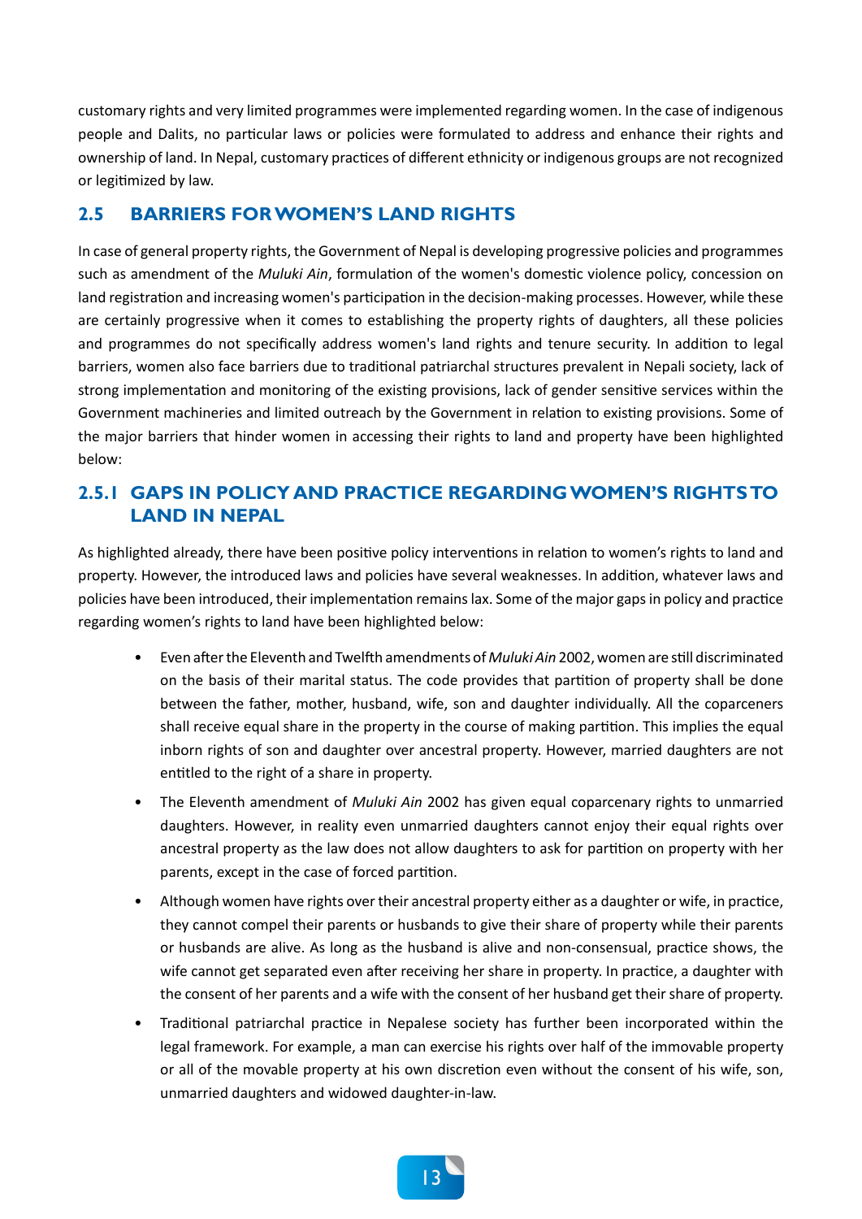customary rights and very limited programmes were implemented regarding women. In the case of indigenous people and Dalits, no particular laws or policies were formulated to address and enhance their rights and ownership of land. In Nepal, customary practices of different ethnicity or indigenous groups are not recognized or legitimized by law.

## 2.5 BARRIERS FOR WOMEN'S LAND RIGHTS

In case of general property rights, the Government of Nepal is developing progressive policies and programmes such as amendment of the *Muluki Ain*, formulation of the women's domestic violence policy, concession on land registration and increasing women's participation in the decision-making processes. However, while these are certainly progressive when it comes to establishing the property rights of daughters, all these policies and programmes do not specifically address women's land rights and tenure security. In addition to legal barriers, women also face barriers due to traditional patriarchal structures prevalent in Nepali society, lack of strong implementation and monitoring of the existing provisions, lack of gender sensitive services within the Government machineries and limited outreach by the Government in relation to existing provisions. Some of the major barriers that hinder women in accessing their rights to land and property have been highlighted below:

### 2.5.1 GAPS IN POLICY AND PRACTICE REGARDING WOMEN'S RIGHTS TO LAND IN NEPAL

As highlighted already, there have been positive policy interventions in relation to women's rights to land and property. However, the introduced laws and policies have several weaknesses. In addition, whatever laws and policies have been introduced, their implementation remains lax. Some of the major gaps in policy and practice regarding women's rights to land have been highlighted below:

- Even after the Eleventh and Twelfth amendments of *Muluki Ain* 2002, women are still discriminated on the basis of their marital status. The code provides that partition of property shall be done between the father, mother, husband, wife, son and daughter individually. All the coparceners shall receive equal share in the property in the course of making partition. This implies the equal inborn rights of son and daughter over ancestral property. However, married daughters are not entitled to the right of a share in property.
- The Eleventh amendment of *Muluki Ain* 2002 has given equal coparcenary rights to unmarried daughters. However, in reality even unmarried daughters cannot enjoy their equal rights over ancestral property as the law does not allow daughters to ask for partition on property with her parents, except in the case of forced partition.
- Although women have rights over their ancestral property either as a daughter or wife, in practice, they cannot compel their parents or husbands to give their share of property while their parents or husbands are alive. As long as the husband is alive and non-consensual, practice shows, the wife cannot get separated even after receiving her share in property. In practice, a daughter with the consent of her parents and a wife with the consent of her husband get their share of property.
- Traditional patriarchal practice in Nepalese society has further been incorporated within the legal framework. For example, a man can exercise his rights over half of the immovable property or all of the movable property at his own discretion even without the consent of his wife, son, unmarried daughters and widowed daughter-in-law.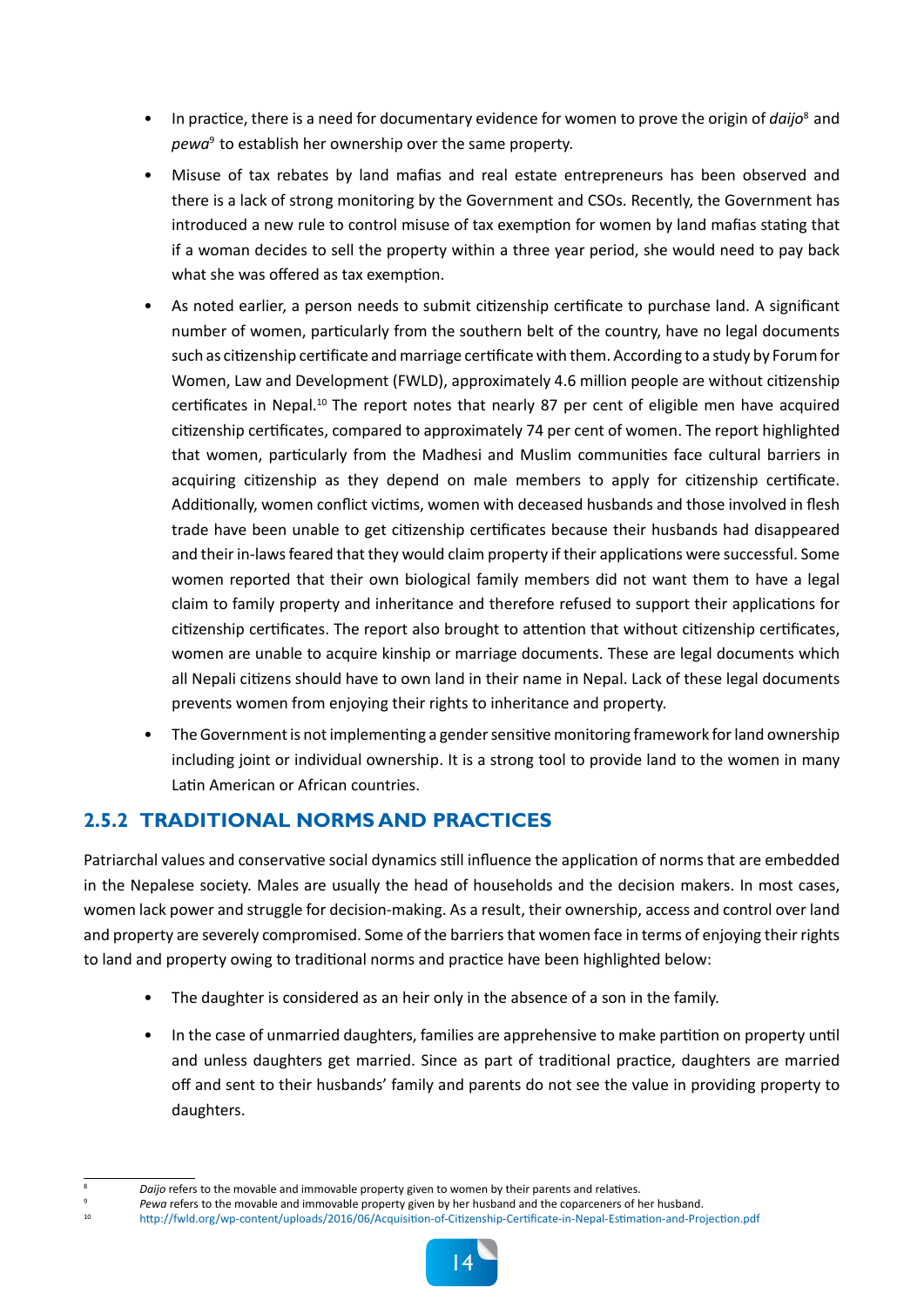- In practice, there is a need for documentary evidence for women to prove the origin of *daijo*[8] and *pewa*[9] to establish her ownership over the same property.
- Misuse of tax rebates by land mafias and real estate entrepreneurs has been observed and there is a lack of strong monitoring by the Government and CSOs. Recently, the Government has introduced a new rule to control misuse of tax exemption for women by land mafias stating that if a woman decides to sell the property within a three year period, she would need to pay back what she was offered as tax exemption.
- As noted earlier, a person needs to submit citizenship certificate to purchase land. A significant number of women, particularly from the southern belt of the country, have no legal documents such as citizenship certificate and marriage certificate with them. According to a study by Forum for Women, Law and Development (FWLD), approximately 4.6 million people are without citizenship certificates in Nepal.[10] The report notes that nearly 87 per cent of eligible men have acquired citizenship certificates, compared to approximately 74 per cent of women. The report highlighted that women, particularly from the Madhesi and Muslim communities face cultural barriers in acquiring citizenship as they depend on male members to apply for citizenship certificate. Additionally, women conflict victims, women with deceased husbands and those involved in flesh trade have been unable to get citizenship certificates because their husbands had disappeared and their in-laws feared that they would claim property if their applications were successful. Some women reported that their own biological family members did not want them to have a legal claim to family property and inheritance and therefore refused to support their applications for citizenship certificates. The report also brought to attention that without citizenship certificates, women are unable to acquire kinship or marriage documents. These are legal documents which all Nepali citizens should have to own land in their name in Nepal. Lack of these legal documents prevents women from enjoying their rights to inheritance and property.
- The Government is not implementing a gender sensitive monitoring framework for land ownership including joint or individual ownership. It is a strong tool to provide land to the women in many Latin American or African countries.

### 2.5.2 TRADITIONAL NORMS AND PRACTICES

Patriarchal values and conservative social dynamics still influence the application of norms that are embedded in the Nepalese society. Males are usually the head of households and the decision makers. In most cases, women lack power and struggle for decision-making. As a result, their ownership, access and control over land and property are severely compromised. Some of the barriers that women face in terms of enjoying their rights to land and property owing to traditional norms and practice have been highlighted below:

- The daughter is considered as an heir only in the absence of a son in the family.
- In the case of unmarried daughters, families are apprehensive to make partition on property until and unless daughters get married. Since as part of traditional practice, daughters are married off and sent to their husbands' family and parents do not see the value in providing property to daughters.

---

[8] *Daijo* refers to the movable and immovable property given to women by their parents and relatives.

[9] *Pewa* refers to the movable and immovable property given by her husband and the coparceners of her husband.

[10] http://fwld.org/wp-content/uploads/2016/06/Acquisition-of-Citizenship-Certificate-in-Nepal-Estimation-and-Projection.pdf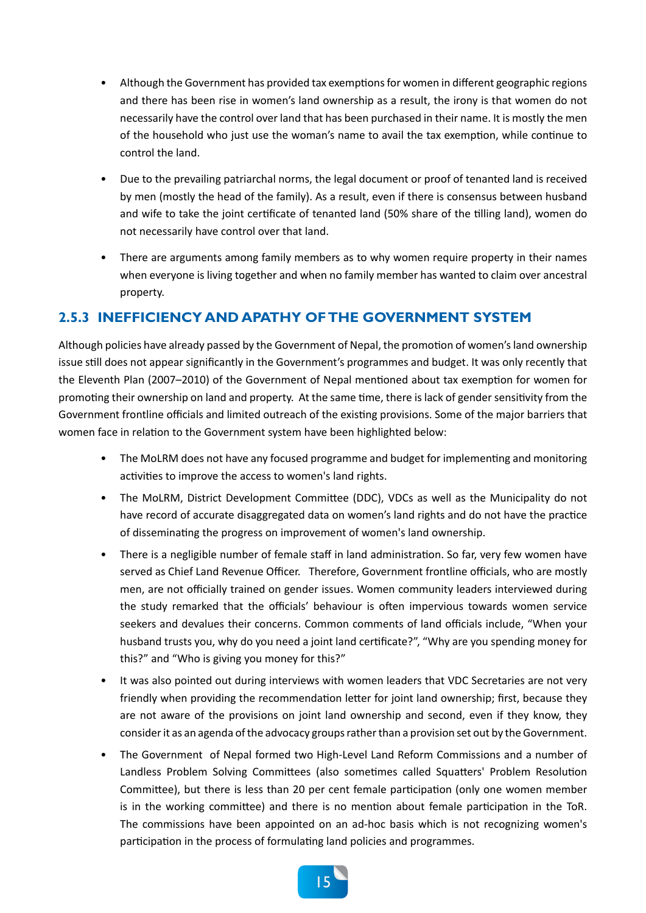- Although the Government has provided tax exemptions for women in different geographic regions and there has been rise in women's land ownership as a result, the irony is that women do not necessarily have the control over land that has been purchased in their name. It is mostly the men of the household who just use the woman's name to avail the tax exemption, while continue to control the land.

- Due to the prevailing patriarchal norms, the legal document or proof of tenanted land is received by men (mostly the head of the family). As a result, even if there is consensus between husband and wife to take the joint certificate of tenanted land (50% share of the tilling land), women do not necessarily have control over that land.

- There are arguments among family members as to why women require property in their names when everyone is living together and when no family member has wanted to claim over ancestral property.

### 2.5.3 INEFFICIENCY AND APATHY OF THE GOVERNMENT SYSTEM

Although policies have already passed by the Government of Nepal, the promotion of women's land ownership issue still does not appear significantly in the Government's programmes and budget. It was only recently that the Eleventh Plan (2007–2010) of the Government of Nepal mentioned about tax exemption for women for promoting their ownership on land and property. At the same time, there is lack of gender sensitivity from the Government frontline officials and limited outreach of the existing provisions. Some of the major barriers that women face in relation to the Government system have been highlighted below:

- The MoLRM does not have any focused programme and budget for implementing and monitoring activities to improve the access to women's land rights.
- The MoLRM, District Development Committee (DDC), VDCs as well as the Municipality do not have record of accurate disaggregated data on women's land rights and do not have the practice of disseminating the progress on improvement of women's land ownership.
- There is a negligible number of female staff in land administration. So far, very few women have served as Chief Land Revenue Officer. Therefore, Government frontline officials, who are mostly men, are not officially trained on gender issues. Women community leaders interviewed during the study remarked that the officials' behaviour is often impervious towards women service seekers and devalues their concerns. Common comments of land officials include, "When your husband trusts you, why do you need a joint land certificate?", "Why are you spending money for this?" and "Who is giving you money for this?"
- It was also pointed out during interviews with women leaders that VDC Secretaries are not very friendly when providing the recommendation letter for joint land ownership; first, because they are not aware of the provisions on joint land ownership and second, even if they know, they consider it as an agenda of the advocacy groups rather than a provision set out by the Government.
- The Government of Nepal formed two High-Level Land Reform Commissions and a number of Landless Problem Solving Committees (also sometimes called Squatters' Problem Resolution Committee), but there is less than 20 per cent female participation (only one women member is in the working committee) and there is no mention about female participation in the ToR. The commissions have been appointed on an ad-hoc basis which is not recognizing women's participation in the process of formulating land policies and programmes.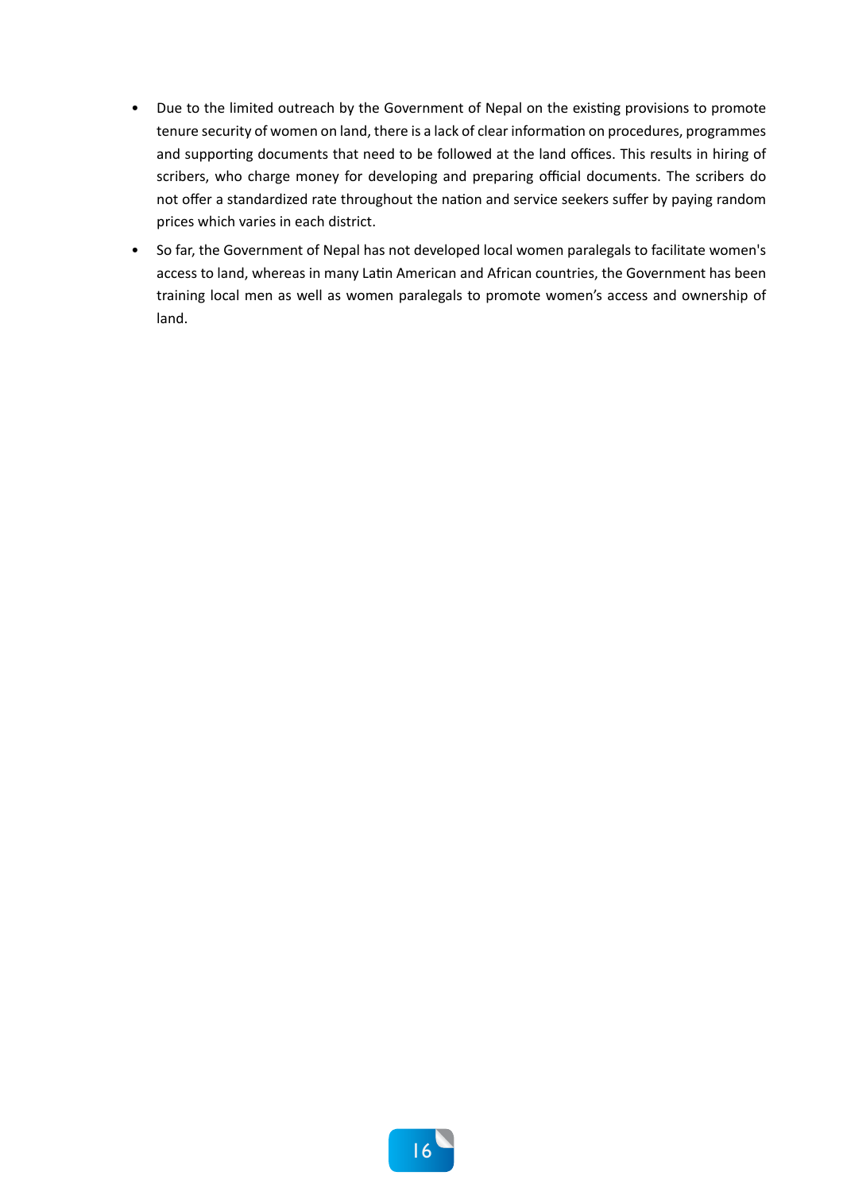- Due to the limited outreach by the Government of Nepal on the existing provisions to promote tenure security of women on land, there is a lack of clear information on procedures, programmes and supporting documents that need to be followed at the land offices. This results in hiring of scribers, who charge money for developing and preparing official documents. The scribers do not offer a standardized rate throughout the nation and service seekers suffer by paying random prices which varies in each district.
- So far, the Government of Nepal has not developed local women paralegals to facilitate women's access to land, whereas in many Latin American and African countries, the Government has been training local men as well as women paralegals to promote women's access and ownership of land.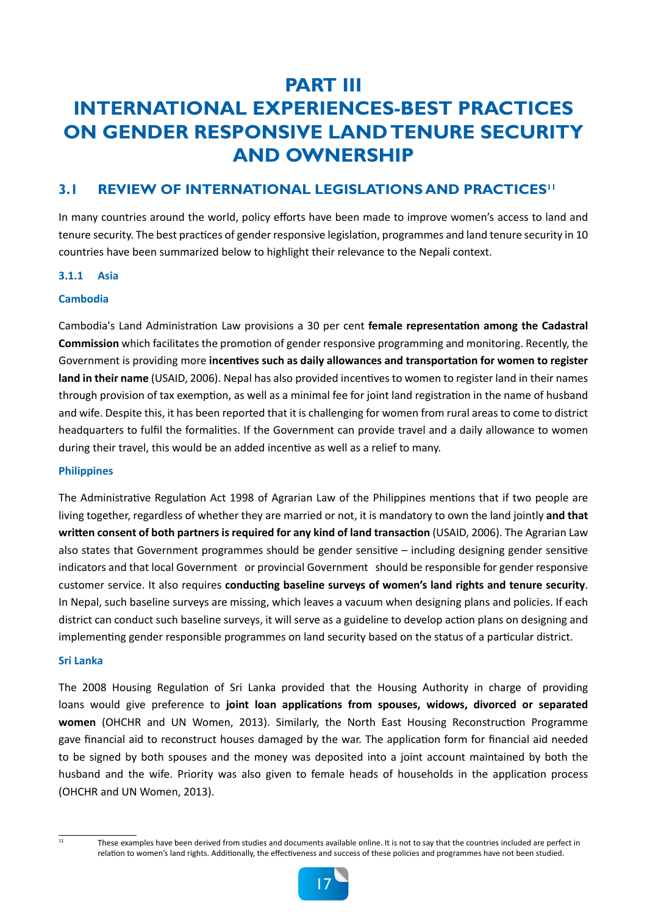# PART III
# INTERNATIONAL EXPERIENCES-BEST PRACTICES ON GENDER RESPONSIVE LAND TENURE SECURITY AND OWNERSHIP

## 3.1 REVIEW OF INTERNATIONAL LEGISLATIONS AND PRACTICES[11]

In many countries around the world, policy efforts have been made to improve women's access to land and tenure security. The best practices of gender responsive legislation, programmes and land tenure security in 10 countries have been summarized below to highlight their relevance to the Nepali context.

### 3.1.1 Asia

#### Cambodia

Cambodia's Land Administration Law provisions a 30 per cent **female representation among the Cadastral Commission** which facilitates the promotion of gender responsive programming and monitoring. Recently, the Government is providing more **incentives such as daily allowances and transportation for women to register land in their name** (USAID, 2006). Nepal has also provided incentives to women to register land in their names through provision of tax exemption, as well as a minimal fee for joint land registration in the name of husband and wife. Despite this, it has been reported that it is challenging for women from rural areas to come to district headquarters to fulfil the formalities. If the Government can provide travel and a daily allowance to women during their travel, this would be an added incentive as well as a relief to many.

#### Philippines

The Administrative Regulation Act 1998 of Agrarian Law of the Philippines mentions that if two people are living together, regardless of whether they are married or not, it is mandatory to own the land jointly **and that written consent of both partners is required for any kind of land transaction** (USAID, 2006). The Agrarian Law also states that Government programmes should be gender sensitive – including designing gender sensitive indicators and that local Government or provincial Government should be responsible for gender responsive customer service. It also requires **conducting baseline surveys of women's land rights and tenure security**. In Nepal, such baseline surveys are missing, which leaves a vacuum when designing plans and policies. If each district can conduct such baseline surveys, it will serve as a guideline to develop action plans on designing and implementing gender responsible programmes on land security based on the status of a particular district.

#### Sri Lanka

The 2008 Housing Regulation of Sri Lanka provided that the Housing Authority in charge of providing loans would give preference to **joint loan applications from spouses, widows, divorced or separated women** (OHCHR and UN Women, 2013). Similarly, the North East Housing Reconstruction Programme gave financial aid to reconstruct houses damaged by the war. The application form for financial aid needed to be signed by both spouses and the money was deposited into a joint account maintained by both the husband and the wife. Priority was also given to female heads of households in the application process (OHCHR and UN Women, 2013).

---

[11] These examples have been derived from studies and documents available online. It is not to say that the countries included are perfect in relation to women's land rights. Additionally, the effectiveness and success of these policies and programmes have not been studied.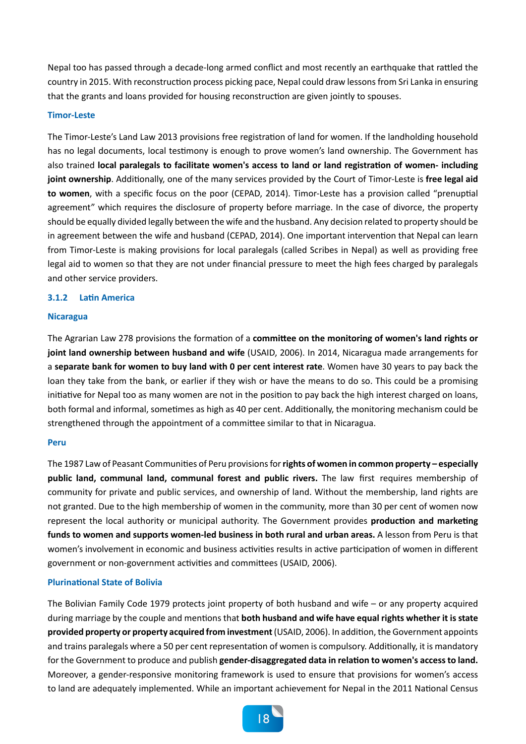Nepal too has passed through a decade-long armed conflict and most recently an earthquake that rattled the country in 2015. With reconstruction process picking pace, Nepal could draw lessons from Sri Lanka in ensuring that the grants and loans provided for housing reconstruction are given jointly to spouses.

#### Timor-Leste

The Timor-Leste's Land Law 2013 provisions free registration of land for women. If the landholding household has no legal documents, local testimony is enough to prove women's land ownership. The Government has also trained **local paralegals to facilitate women's access to land or land registration of women- including joint ownership**. Additionally, one of the many services provided by the Court of Timor-Leste is **free legal aid to women**, with a specific focus on the poor (CEPAD, 2014). Timor-Leste has a provision called "prenuptial agreement" which requires the disclosure of property before marriage. In the case of divorce, the property should be equally divided legally between the wife and the husband. Any decision related to property should be in agreement between the wife and husband (CEPAD, 2014). One important intervention that Nepal can learn from Timor-Leste is making provisions for local paralegals (called Scribes in Nepal) as well as providing free legal aid to women so that they are not under financial pressure to meet the high fees charged by paralegals and other service providers.

### 3.1.2 Latin America

#### Nicaragua

The Agrarian Law 278 provisions the formation of a **committee on the monitoring of women's land rights or joint land ownership between husband and wife** (USAID, 2006). In 2014, Nicaragua made arrangements for a **separate bank for women to buy land with 0 per cent interest rate**. Women have 30 years to pay back the loan they take from the bank, or earlier if they wish or have the means to do so. This could be a promising initiative for Nepal too as many women are not in the position to pay back the high interest charged on loans, both formal and informal, sometimes as high as 40 per cent. Additionally, the monitoring mechanism could be strengthened through the appointment of a committee similar to that in Nicaragua.

#### Peru

The 1987 Law of Peasant Communities of Peru provisions for **rights of women in common property – especially public land, communal land, communal forest and public rivers.** The law first requires membership of community for private and public services, and ownership of land. Without the membership, land rights are not granted. Due to the high membership of women in the community, more than 30 per cent of women now represent the local authority or municipal authority. The Government provides **production and marketing funds to women and supports women-led business in both rural and urban areas.** A lesson from Peru is that women's involvement in economic and business activities results in active participation of women in different government or non-government activities and committees (USAID, 2006).

#### Plurinational State of Bolivia

The Bolivian Family Code 1979 protects joint property of both husband and wife – or any property acquired during marriage by the couple and mentions that **both husband and wife have equal rights whether it is state provided property or property acquired from investment** (USAID, 2006). In addition, the Government appoints and trains paralegals where a 50 per cent representation of women is compulsory. Additionally, it is mandatory for the Government to produce and publish **gender-disaggregated data in relation to women's access to land.** Moreover, a gender-responsive monitoring framework is used to ensure that provisions for women's access to land are adequately implemented. While an important achievement for Nepal in the 2011 National Census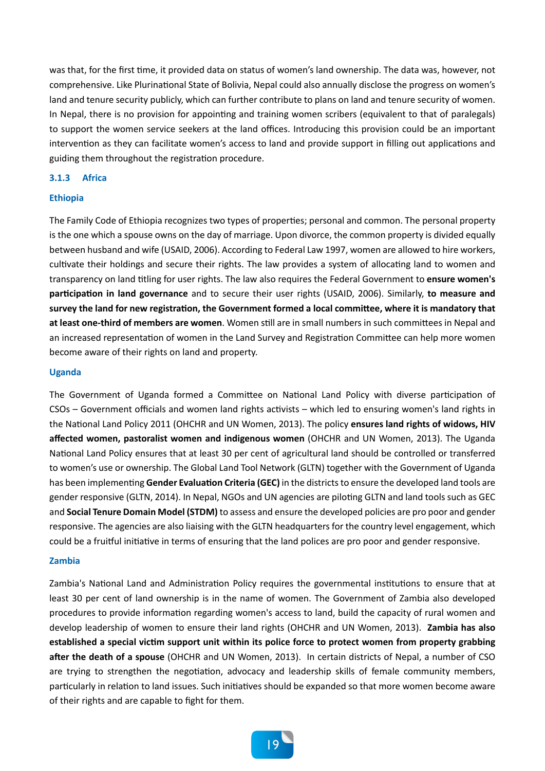was that, for the first time, it provided data on status of women's land ownership. The data was, however, not comprehensive. Like Plurinational State of Bolivia, Nepal could also annually disclose the progress on women's land and tenure security publicly, which can further contribute to plans on land and tenure security of women. In Nepal, there is no provision for appointing and training women scribers (equivalent to that of paralegals) to support the women service seekers at the land offices. Introducing this provision could be an important intervention as they can facilitate women's access to land and provide support in filling out applications and guiding them throughout the registration procedure.

### 3.1.3 Africa

#### Ethiopia

The Family Code of Ethiopia recognizes two types of properties; personal and common. The personal property is the one which a spouse owns on the day of marriage. Upon divorce, the common property is divided equally between husband and wife (USAID, 2006). According to Federal Law 1997, women are allowed to hire workers, cultivate their holdings and secure their rights. The law provides a system of allocating land to women and transparency on land titling for user rights. The law also requires the Federal Government to **ensure women's participation in land governance** and to secure their user rights (USAID, 2006). Similarly, **to measure and survey the land for new registration, the Government formed a local committee, where it is mandatory that at least one-third of members are women**. Women still are in small numbers in such committees in Nepal and an increased representation of women in the Land Survey and Registration Committee can help more women become aware of their rights on land and property.

#### Uganda

The Government of Uganda formed a Committee on National Land Policy with diverse participation of CSOs – Government officials and women land rights activists – which led to ensuring women's land rights in the National Land Policy 2011 (OHCHR and UN Women, 2013). The policy **ensures land rights of widows, HIV affected women, pastoralist women and indigenous women** (OHCHR and UN Women, 2013). The Uganda National Land Policy ensures that at least 30 per cent of agricultural land should be controlled or transferred to women's use or ownership. The Global Land Tool Network (GLTN) together with the Government of Uganda has been implementing **Gender Evaluation Criteria (GEC)** in the districts to ensure the developed land tools are gender responsive (GLTN, 2014). In Nepal, NGOs and UN agencies are piloting GLTN and land tools such as GEC and **Social Tenure Domain Model (STDM)** to assess and ensure the developed policies are pro poor and gender responsive. The agencies are also liaising with the GLTN headquarters for the country level engagement, which could be a fruitful initiative in terms of ensuring that the land polices are pro poor and gender responsive.

#### Zambia

Zambia's National Land and Administration Policy requires the governmental institutions to ensure that at least 30 per cent of land ownership is in the name of women. The Government of Zambia also developed procedures to provide information regarding women's access to land, build the capacity of rural women and develop leadership of women to ensure their land rights (OHCHR and UN Women, 2013). **Zambia has also established a special victim support unit within its police force to protect women from property grabbing after the death of a spouse** (OHCHR and UN Women, 2013). In certain districts of Nepal, a number of CSO are trying to strengthen the negotiation, advocacy and leadership skills of female community members, particularly in relation to land issues. Such initiatives should be expanded so that more women become aware of their rights and are capable to fight for them.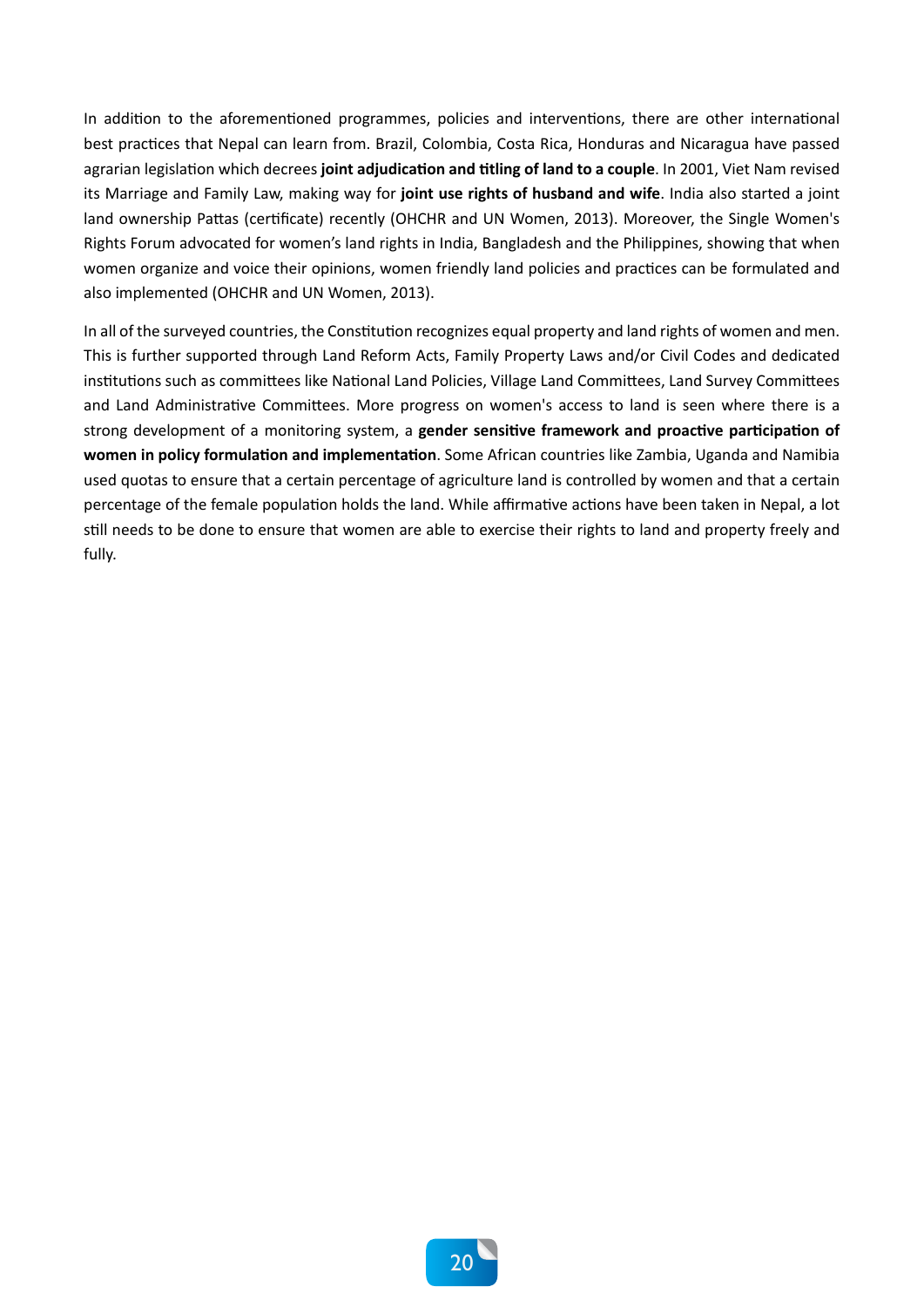In addition to the aforementioned programmes, policies and interventions, there are other international best practices that Nepal can learn from. Brazil, Colombia, Costa Rica, Honduras and Nicaragua have passed agrarian legislation which decrees **joint adjudication and titling of land to a couple**. In 2001, Viet Nam revised its Marriage and Family Law, making way for **joint use rights of husband and wife**. India also started a joint land ownership Pattas (certificate) recently (OHCHR and UN Women, 2013). Moreover, the Single Women's Rights Forum advocated for women's land rights in India, Bangladesh and the Philippines, showing that when women organize and voice their opinions, women friendly land policies and practices can be formulated and also implemented (OHCHR and UN Women, 2013).

In all of the surveyed countries, the Constitution recognizes equal property and land rights of women and men. This is further supported through Land Reform Acts, Family Property Laws and/or Civil Codes and dedicated institutions such as committees like National Land Policies, Village Land Committees, Land Survey Committees and Land Administrative Committees. More progress on women's access to land is seen where there is a strong development of a monitoring system, a **gender sensitive framework and proactive participation of women in policy formulation and implementation**. Some African countries like Zambia, Uganda and Namibia used quotas to ensure that a certain percentage of agriculture land is controlled by women and that a certain percentage of the female population holds the land. While affirmative actions have been taken in Nepal, a lot still needs to be done to ensure that women are able to exercise their rights to land and property freely and fully.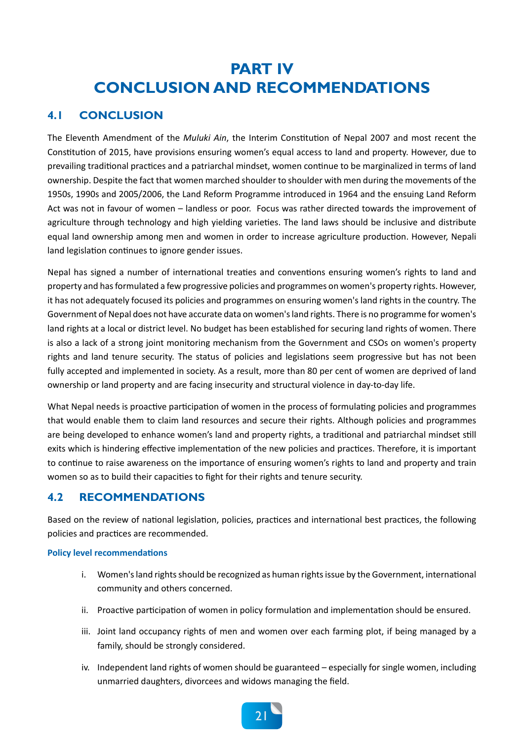# PART IV
# CONCLUSION AND RECOMMENDATIONS

## 4.1 CONCLUSION

The Eleventh Amendment of the *Muluki Ain*, the Interim Constitution of Nepal 2007 and most recent the Constitution of 2015, have provisions ensuring women's equal access to land and property. However, due to prevailing traditional practices and a patriarchal mindset, women continue to be marginalized in terms of land ownership. Despite the fact that women marched shoulder to shoulder with men during the movements of the 1950s, 1990s and 2005/2006, the Land Reform Programme introduced in 1964 and the ensuing Land Reform Act was not in favour of women – landless or poor. Focus was rather directed towards the improvement of agriculture through technology and high yielding varieties. The land laws should be inclusive and distribute equal land ownership among men and women in order to increase agriculture production. However, Nepali land legislation continues to ignore gender issues.

Nepal has signed a number of international treaties and conventions ensuring women's rights to land and property and has formulated a few progressive policies and programmes on women's property rights. However, it has not adequately focused its policies and programmes on ensuring women's land rights in the country. The Government of Nepal does not have accurate data on women's land rights. There is no programme for women's land rights at a local or district level. No budget has been established for securing land rights of women. There is also a lack of a strong joint monitoring mechanism from the Government and CSOs on women's property rights and land tenure security. The status of policies and legislations seem progressive but has not been fully accepted and implemented in society. As a result, more than 80 per cent of women are deprived of land ownership or land property and are facing insecurity and structural violence in day-to-day life.

What Nepal needs is proactive participation of women in the process of formulating policies and programmes that would enable them to claim land resources and secure their rights. Although policies and programmes are being developed to enhance women's land and property rights, a traditional and patriarchal mindset still exits which is hindering effective implementation of the new policies and practices. Therefore, it is important to continue to raise awareness on the importance of ensuring women's rights to land and property and train women so as to build their capacities to fight for their rights and tenure security.

## 4.2 RECOMMENDATIONS

Based on the review of national legislation, policies, practices and international best practices, the following policies and practices are recommended.

#### Policy level recommendations

i. Women's land rights should be recognized as human rights issue by the Government, international community and others concerned.

ii. Proactive participation of women in policy formulation and implementation should be ensured.

iii. Joint land occupancy rights of men and women over each farming plot, if being managed by a family, should be strongly considered.

iv. Independent land rights of women should be guaranteed – especially for single women, including unmarried daughters, divorcees and widows managing the field.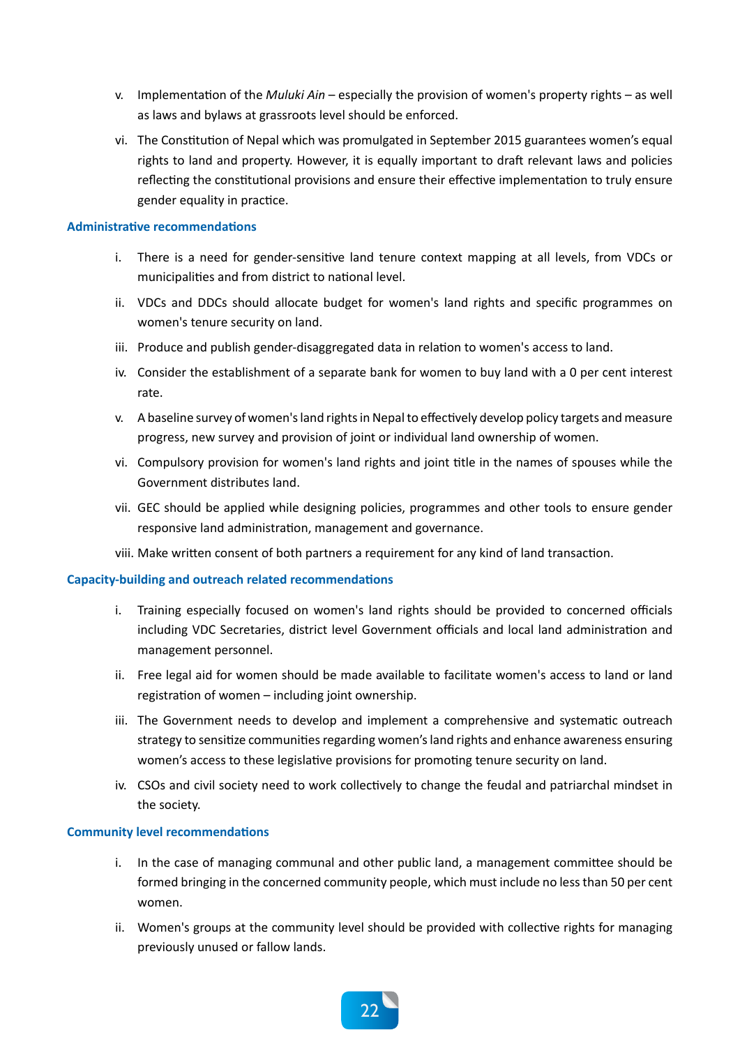v. Implementation of the *Muluki Ain* – especially the provision of women's property rights – as well as laws and bylaws at grassroots level should be enforced.

vi. The Constitution of Nepal which was promulgated in September 2015 guarantees women's equal rights to land and property. However, it is equally important to draft relevant laws and policies reflecting the constitutional provisions and ensure their effective implementation to truly ensure gender equality in practice.

### Administrative recommendations

i. There is a need for gender-sensitive land tenure context mapping at all levels, from VDCs or municipalities and from district to national level.

ii. VDCs and DDCs should allocate budget for women's land rights and specific programmes on women's tenure security on land.

iii. Produce and publish gender-disaggregated data in relation to women's access to land.

iv. Consider the establishment of a separate bank for women to buy land with a 0 per cent interest rate.

v. A baseline survey of women's land rights in Nepal to effectively develop policy targets and measure progress, new survey and provision of joint or individual land ownership of women.

vi. Compulsory provision for women's land rights and joint title in the names of spouses while the Government distributes land.

vii. GEC should be applied while designing policies, programmes and other tools to ensure gender responsive land administration, management and governance.

viii. Make written consent of both partners a requirement for any kind of land transaction.

### Capacity-building and outreach related recommendations

i. Training especially focused on women's land rights should be provided to concerned officials including VDC Secretaries, district level Government officials and local land administration and management personnel.

ii. Free legal aid for women should be made available to facilitate women's access to land or land registration of women – including joint ownership.

iii. The Government needs to develop and implement a comprehensive and systematic outreach strategy to sensitize communities regarding women's land rights and enhance awareness ensuring women's access to these legislative provisions for promoting tenure security on land.

iv. CSOs and civil society need to work collectively to change the feudal and patriarchal mindset in the society.

### Community level recommendations

i. In the case of managing communal and other public land, a management committee should be formed bringing in the concerned community people, which must include no less than 50 per cent women.

ii. Women's groups at the community level should be provided with collective rights for managing previously unused or fallow lands.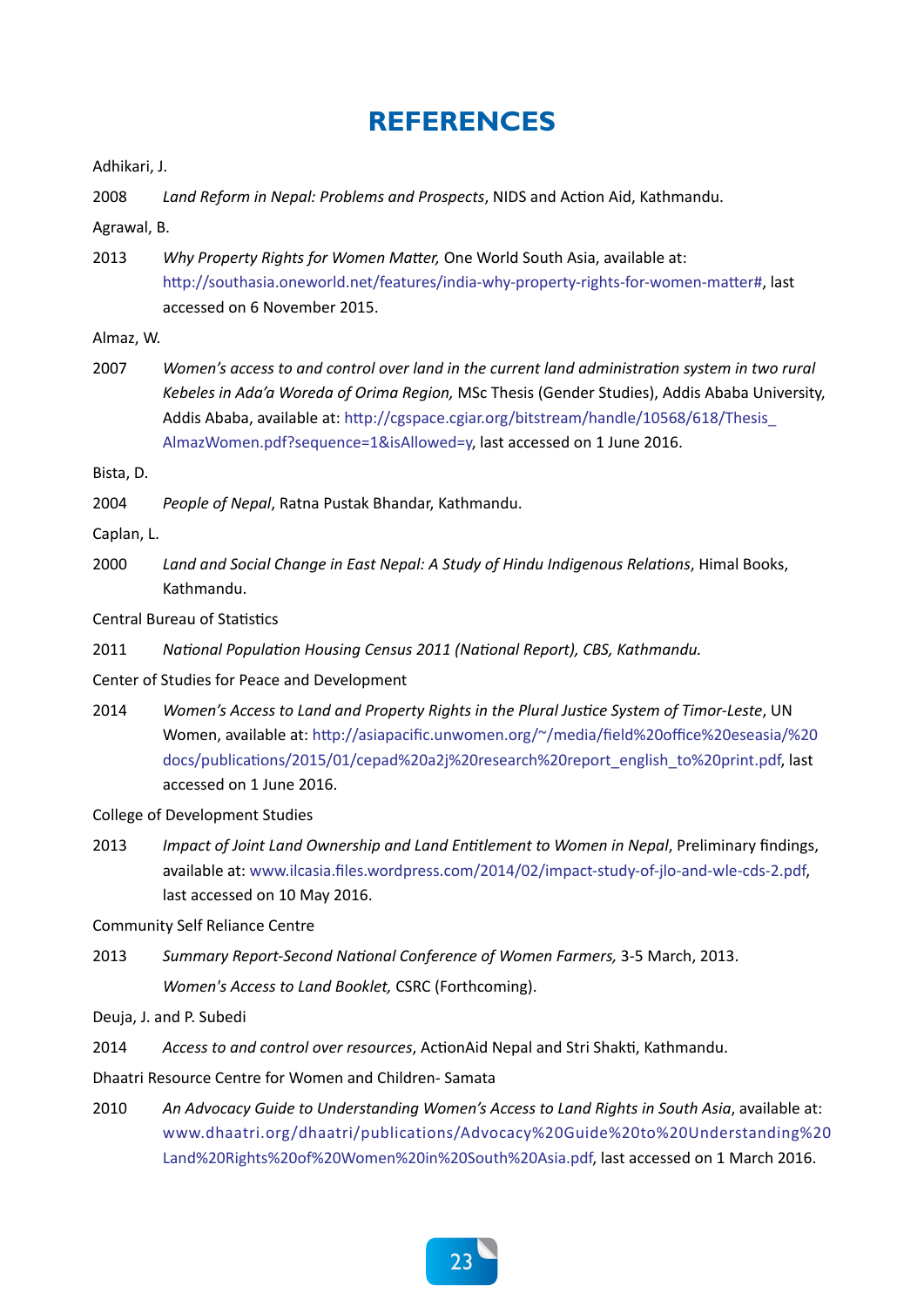# REFERENCES

Adhikari, J.

2008 *Land Reform in Nepal: Problems and Prospects*, NIDS and Action Aid, Kathmandu.

Agrawal, B.

2013 *Why Property Rights for Women Matter,* One World South Asia, available at: http://southasia.oneworld.net/features/india-why-property-rights-for-women-matter#, last accessed on 6 November 2015.

Almaz, W.

2007 *Women's access to and control over land in the current land administration system in two rural Kebeles in Ada'a Woreda of Orima Region,* MSc Thesis (Gender Studies), Addis Ababa University, Addis Ababa, available at: http://cgspace.cgiar.org/bitstream/handle/10568/618/Thesis_AlmazWomen.pdf?sequence=1&isAllowed=y, last accessed on 1 June 2016.

Bista, D.

2004 *People of Nepal*, Ratna Pustak Bhandar, Kathmandu.

Caplan, L.

2000 *Land and Social Change in East Nepal: A Study of Hindu Indigenous Relations*, Himal Books, Kathmandu.

Central Bureau of Statistics

2011 *National Population Housing Census 2011 (National Report), CBS, Kathmandu.*

Center of Studies for Peace and Development

2014 *Women's Access to Land and Property Rights in the Plural Justice System of Timor-Leste*, UN Women, available at: http://asiapacific.unwomen.org/~/media/field%20office%20eseasia/%20docs/publications/2015/01/cepad%20a2j%20research%20report_english_to%20print.pdf, last accessed on 1 June 2016.

College of Development Studies

2013 *Impact of Joint Land Ownership and Land Entitlement to Women in Nepal*, Preliminary findings, available at: www.ilcasia.files.wordpress.com/2014/02/impact-study-of-jlo-and-wle-cds-2.pdf, last accessed on 10 May 2016.

Community Self Reliance Centre

2013 *Summary Report-Second National Conference of Women Farmers,* 3-5 March, 2013.

*Women's Access to Land Booklet,* CSRC (Forthcoming).

Deuja, J. and P. Subedi

2014 *Access to and control over resources*, ActionAid Nepal and Stri Shakti, Kathmandu.

Dhaatri Resource Centre for Women and Children- Samata

2010 *An Advocacy Guide to Understanding Women's Access to Land Rights in South Asia*, available at: www.dhaatri.org/dhaatri/publications/Advocacy%20Guide%20to%20Understanding%20Land%20Rights%20of%20Women%20in%20South%20Asia.pdf, last accessed on 1 March 2016.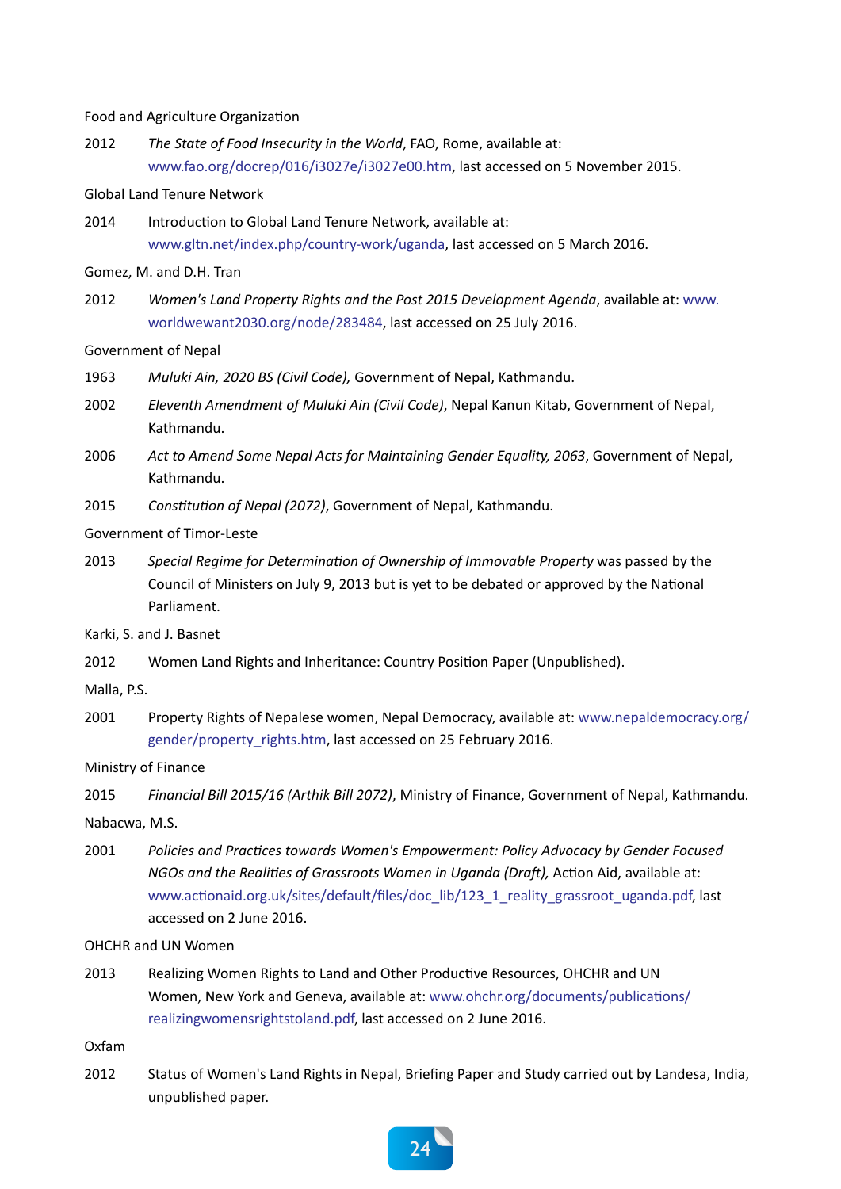Food and Agriculture Organization

2012 *The State of Food Insecurity in the World*, FAO, Rome, available at: www.fao.org/docrep/016/i3027e/i3027e00.htm, last accessed on 5 November 2015.

Global Land Tenure Network

2014 Introduction to Global Land Tenure Network, available at: www.gltn.net/index.php/country-work/uganda, last accessed on 5 March 2016.

Gomez, M. and D.H. Tran

2012 *Women's Land Property Rights and the Post 2015 Development Agenda*, available at: www.worldwewant2030.org/node/283484, last accessed on 25 July 2016.

Government of Nepal

1963 *Muluki Ain, 2020 BS (Civil Code),* Government of Nepal, Kathmandu.

2002 *Eleventh Amendment of Muluki Ain (Civil Code)*, Nepal Kanun Kitab, Government of Nepal, Kathmandu.

2006 *Act to Amend Some Nepal Acts for Maintaining Gender Equality, 2063*, Government of Nepal, Kathmandu.

2015 *Constitution of Nepal (2072)*, Government of Nepal, Kathmandu.

Government of Timor-Leste

2013 *Special Regime for Determination of Ownership of Immovable Property* was passed by the Council of Ministers on July 9, 2013 but is yet to be debated or approved by the National Parliament.

Karki, S. and J. Basnet

2012 Women Land Rights and Inheritance: Country Position Paper (Unpublished).

Malla, P.S.

2001 Property Rights of Nepalese women, Nepal Democracy, available at: www.nepaldemocracy.org/gender/property_rights.htm, last accessed on 25 February 2016.

Ministry of Finance

2015 *Financial Bill 2015/16 (Arthik Bill 2072)*, Ministry of Finance, Government of Nepal, Kathmandu.

Nabacwa, M.S.

2001 *Policies and Practices towards Women's Empowerment: Policy Advocacy by Gender Focused NGOs and the Realities of Grassroots Women in Uganda (Draft),* Action Aid, available at: www.actionaid.org.uk/sites/default/files/doc_lib/123_1_reality_grassroot_uganda.pdf, last accessed on 2 June 2016.

OHCHR and UN Women

2013 Realizing Women Rights to Land and Other Productive Resources, OHCHR and UN Women, New York and Geneva, available at: www.ohchr.org/documents/publications/realizingwomensrightstoland.pdf, last accessed on 2 June 2016.

Oxfam

2012 Status of Women's Land Rights in Nepal, Briefing Paper and Study carried out by Landesa, India, unpublished paper.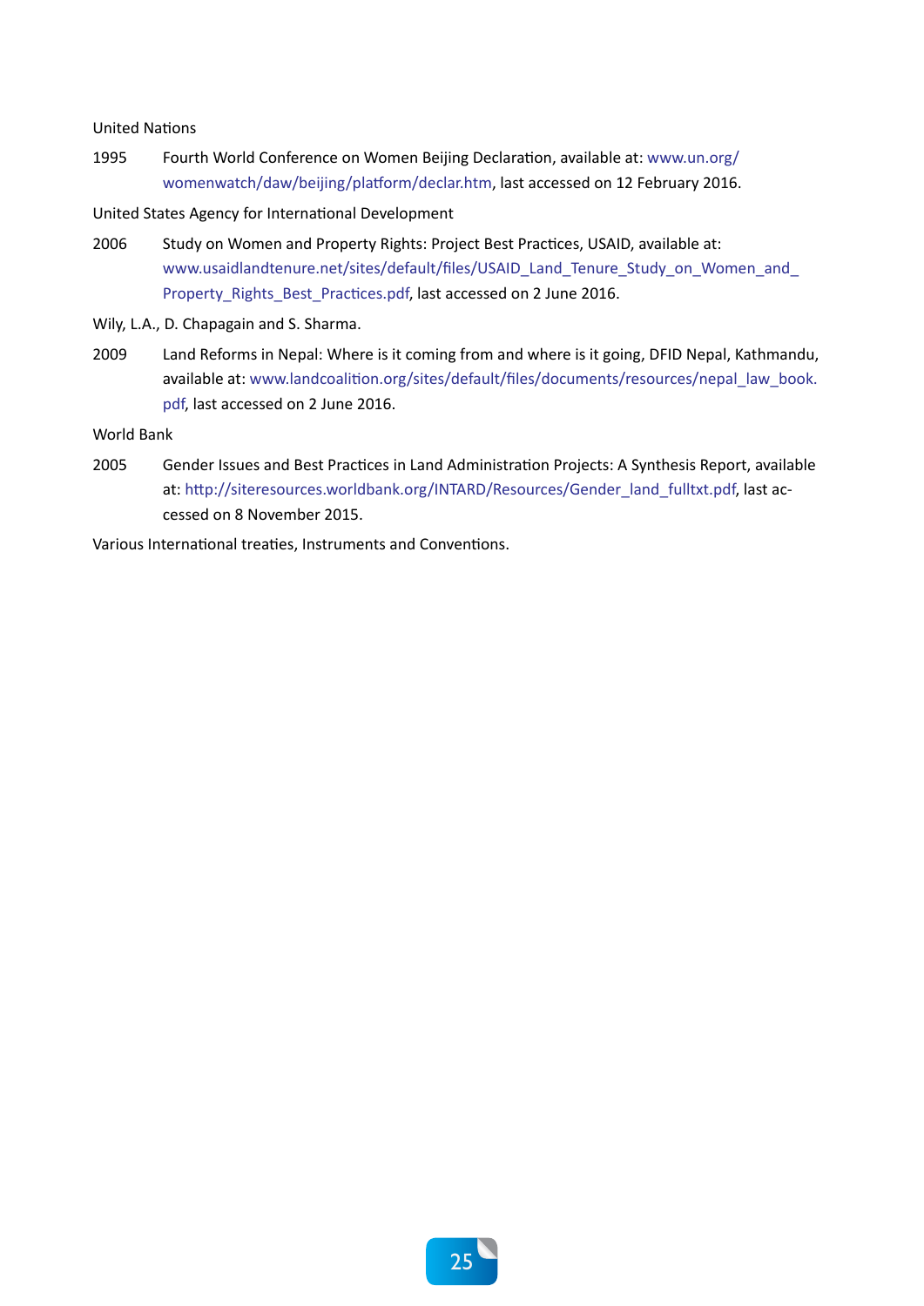United Nations

1995 Fourth World Conference on Women Beijing Declaration, available at: www.un.org/womenwatch/daw/beijing/platform/declar.htm, last accessed on 12 February 2016.

United States Agency for International Development

2006 Study on Women and Property Rights: Project Best Practices, USAID, available at: www.usaidlandtenure.net/sites/default/files/USAID_Land_Tenure_Study_on_Women_and_Property_Rights_Best_Practices.pdf, last accessed on 2 June 2016.

Wily, L.A., D. Chapagain and S. Sharma.

2009 Land Reforms in Nepal: Where is it coming from and where is it going, DFID Nepal, Kathmandu, available at: www.landcoalition.org/sites/default/files/documents/resources/nepal_law_book.pdf, last accessed on 2 June 2016.

World Bank

2005 Gender Issues and Best Practices in Land Administration Projects: A Synthesis Report, available at: http://siteresources.worldbank.org/INTARD/Resources/Gender_land_fulltxt.pdf, last accessed on 8 November 2015.

Various International treaties, Instruments and Conventions.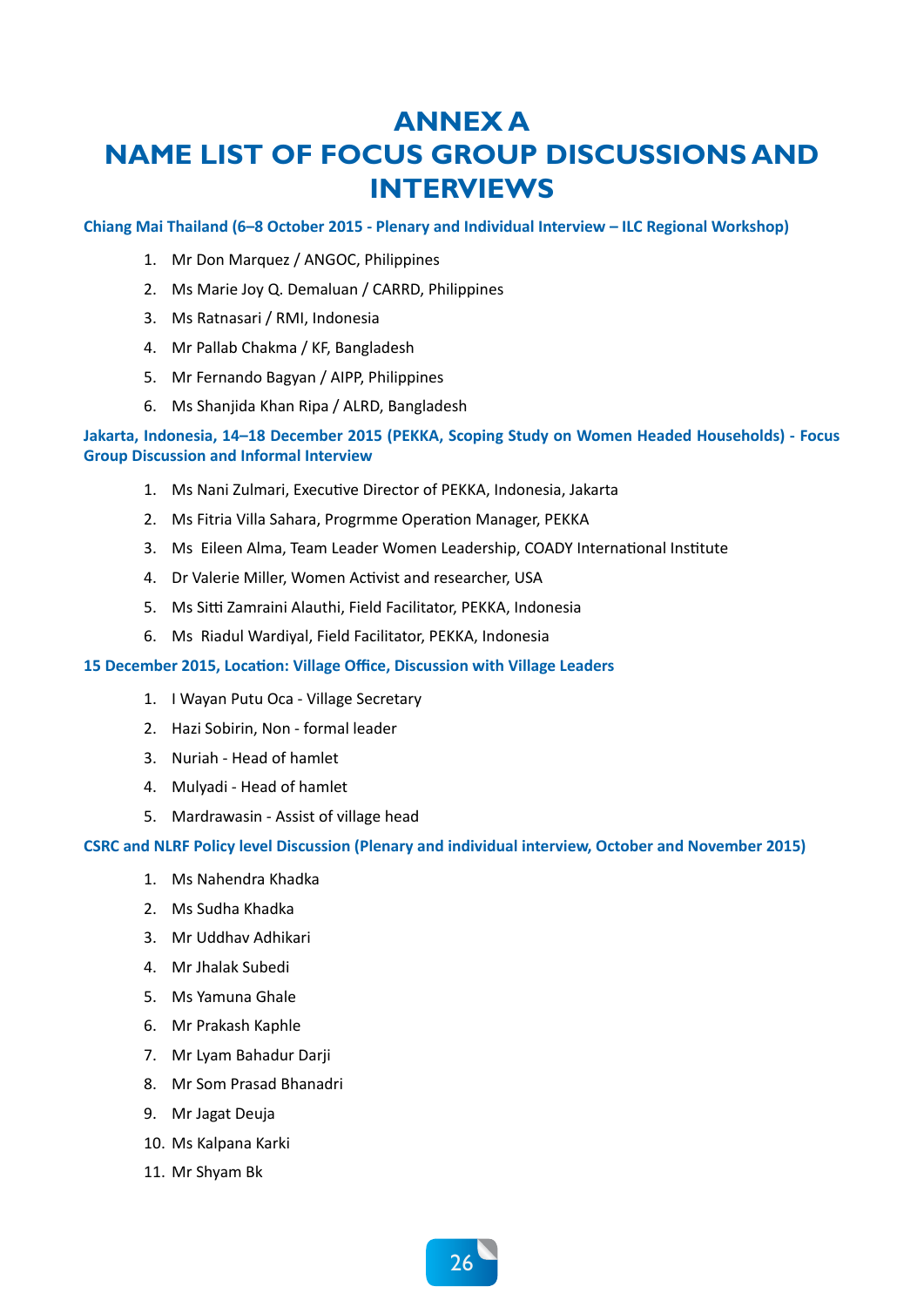# ANNEX A
# NAME LIST OF FOCUS GROUP DISCUSSIONS AND INTERVIEWS

**Chiang Mai Thailand (6–8 October 2015 - Plenary and Individual Interview – ILC Regional Workshop)**

1. Mr Don Marquez / ANGOC, Philippines
2. Ms Marie Joy Q. Demaluan / CARRD, Philippines
3. Ms Ratnasari / RMI, Indonesia
4. Mr Pallab Chakma / KF, Bangladesh
5. Mr Fernando Bagyan / AIPP, Philippines
6. Ms Shanjida Khan Ripa / ALRD, Bangladesh

**Jakarta, Indonesia, 14–18 December 2015 (PEKKA, Scoping Study on Women Headed Households) - Focus Group Discussion and Informal Interview**

1. Ms Nani Zulmari, Executive Director of PEKKA, Indonesia, Jakarta
2. Ms Fitria Villa Sahara, Progrmme Operation Manager, PEKKA
3. Ms Eileen Alma, Team Leader Women Leadership, COADY International Institute
4. Dr Valerie Miller, Women Activist and researcher, USA
5. Ms Sitti Zamraini Alauthi, Field Facilitator, PEKKA, Indonesia
6. Ms Riadul Wardiyal, Field Facilitator, PEKKA, Indonesia

**15 December 2015, Location: Village Office, Discussion with Village Leaders**

1. I Wayan Putu Oca - Village Secretary
2. Hazi Sobirin, Non - formal leader
3. Nuriah - Head of hamlet
4. Mulyadi - Head of hamlet
5. Mardrawasin - Assist of village head

**CSRC and NLRF Policy level Discussion (Plenary and individual interview, October and November 2015)**

1. Ms Nahendra Khadka
2. Ms Sudha Khadka
3. Mr Uddhav Adhikari
4. Mr Jhalak Subedi
5. Ms Yamuna Ghale
6. Mr Prakash Kaphle
7. Mr Lyam Bahadur Darji
8. Mr Som Prasad Bhanadri
9. Mr Jagat Deuja
10. Ms Kalpana Karki
11. Mr Shyam Bk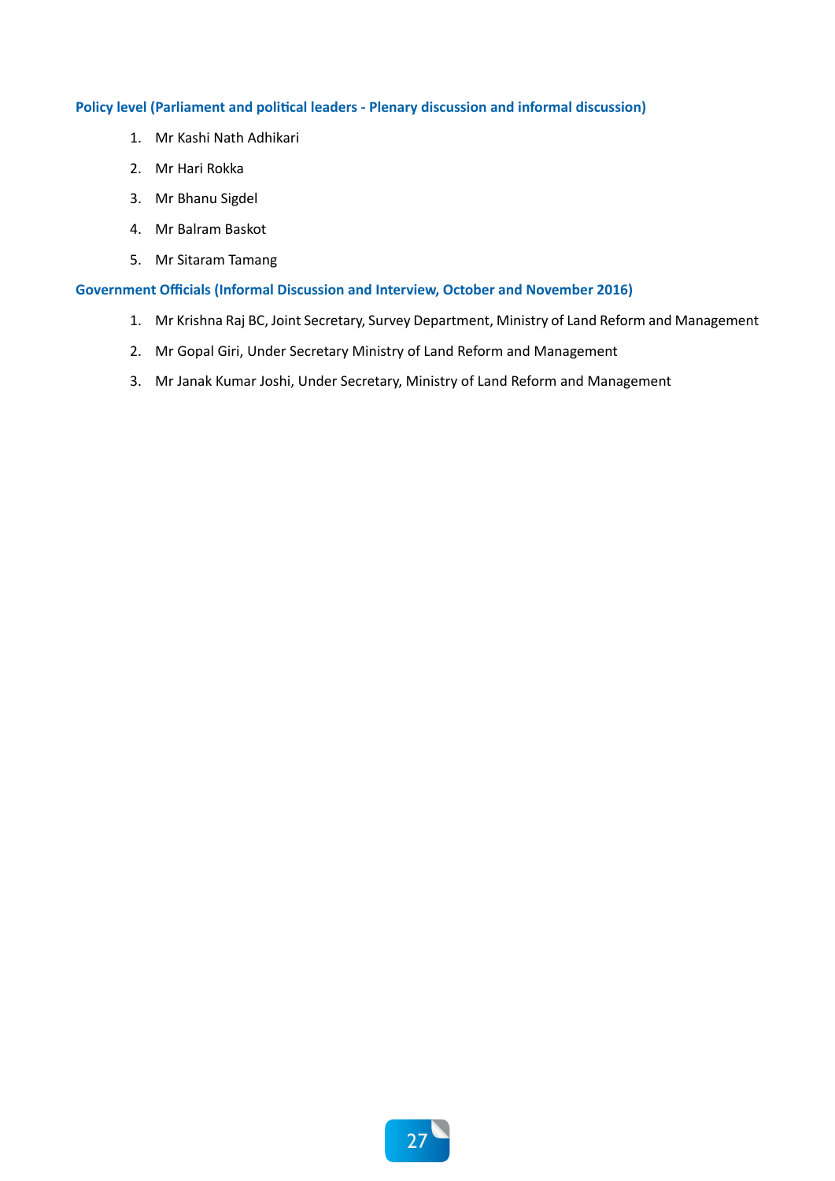### Policy level (Parliament and political leaders - Plenary discussion and informal discussion)

1. Mr Kashi Nath Adhikari
2. Mr Hari Rokka
3. Mr Bhanu Sigdel
4. Mr Balram Baskot
5. Mr Sitaram Tamang

### Government Officials (Informal Discussion and Interview, October and November 2016)

1. Mr Krishna Raj BC, Joint Secretary, Survey Department, Ministry of Land Reform and Management
2. Mr Gopal Giri, Under Secretary Ministry of Land Reform and Management
3. Mr Janak Kumar Joshi, Under Secretary, Ministry of Land Reform and Management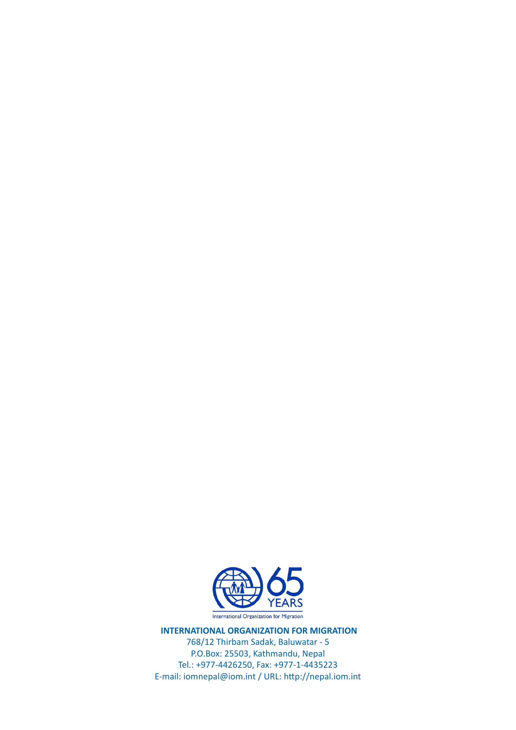65 YEARS

International Organization for Migration

**INTERNATIONAL ORGANIZATION FOR MIGRATION**

768/12 Thirbam Sadak, Baluwatar - 5
P.O.Box: 25503, Kathmandu, Nepal
Tel.: +977-4426250, Fax: +977-1-4435223
E-mail: iomnepal@iom.int / URL: http://nepal.iom.int